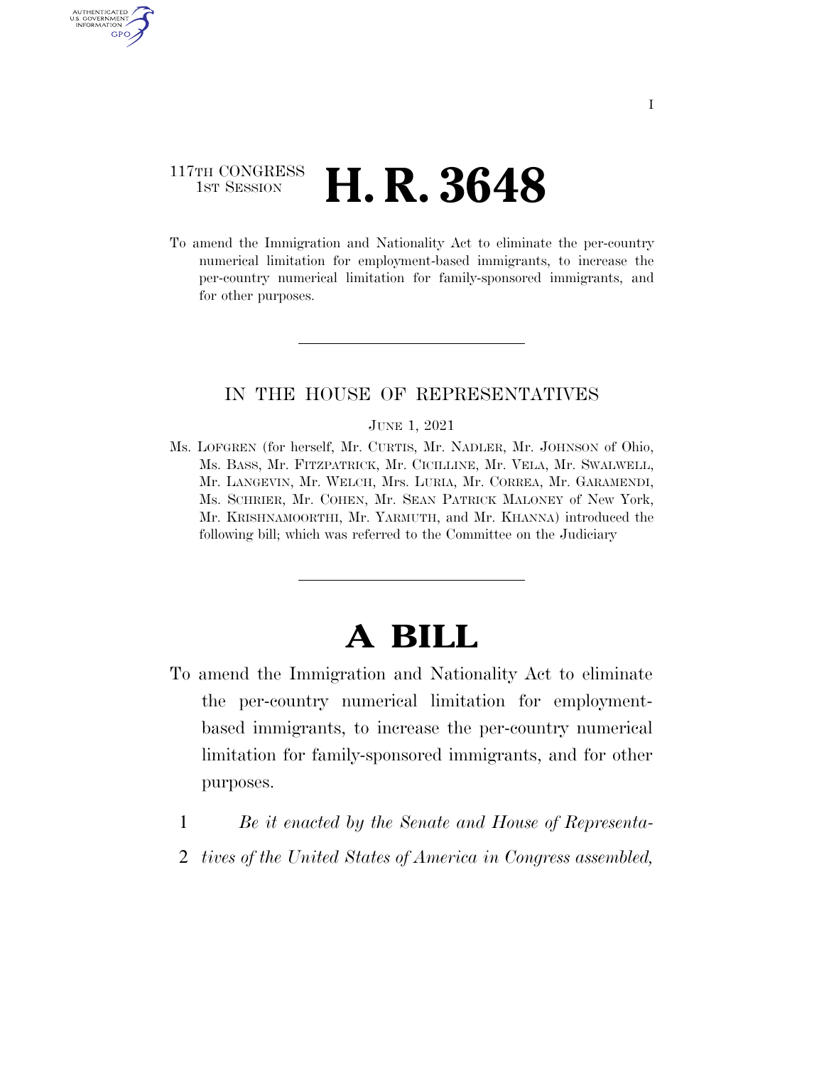117TH CONGRESS
1ST SESSION

# H. R. 3648

To amend the Immigration and Nationality Act to eliminate the per-country numerical limitation for employment-based immigrants, to increase the per-country numerical limitation for family-sponsored immigrants, and for other purposes.

IN THE HOUSE OF REPRESENTATIVES

JUNE 1, 2021

Ms. LOFGREN (for herself, Mr. CURTIS, Mr. NADLER, Mr. JOHNSON of Ohio, Ms. BASS, Mr. FITZPATRICK, Mr. CICILLINE, Mr. VELA, Mr. SWALWELL, Mr. LANGEVIN, Mr. WELCH, Mrs. LURIA, Mr. CORREA, Mr. GARAMENDI, Ms. SCHRIER, Mr. COHEN, Mr. SEAN PATRICK MALONEY of New York, Mr. KRISHNAMOORTHI, Mr. YARMUTH, and Mr. KHANNA) introduced the following bill; which was referred to the Committee on the Judiciary

# A BILL

To amend the Immigration and Nationality Act to eliminate the per-country numerical limitation for employment-based immigrants, to increase the per-country numerical limitation for family-sponsored immigrants, and for other purposes.

1 *Be it enacted by the Senate and House of Representa-*
2 *tives of the United States of America in Congress assembled,*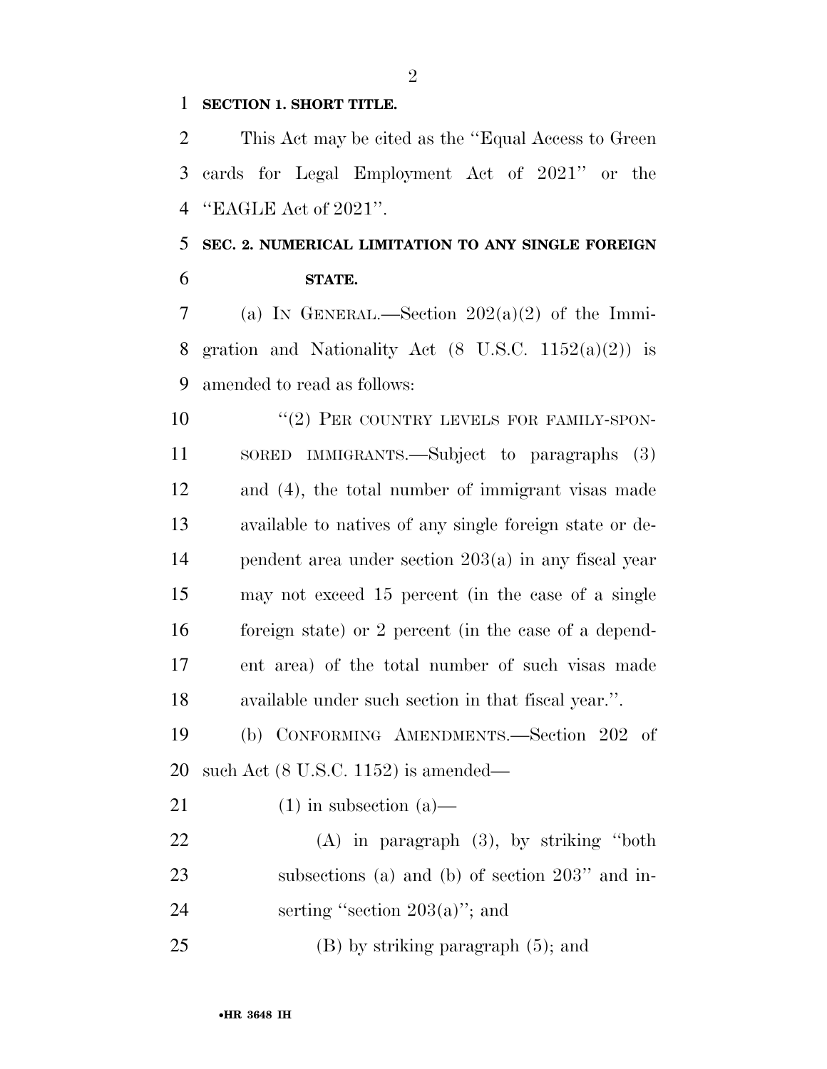**SECTION 1. SHORT TITLE.**

This Act may be cited as the "Equal Access to Green cards for Legal Employment Act of 2021" or the "EAGLE Act of 2021".

**SEC. 2. NUMERICAL LIMITATION TO ANY SINGLE FOREIGN STATE.**

(a) IN GENERAL.—Section 202(a)(2) of the Immigration and Nationality Act (8 U.S.C. 1152(a)(2)) is amended to read as follows:

"(2) PER COUNTRY LEVELS FOR FAMILY-SPONSORED IMMIGRANTS.—Subject to paragraphs (3) and (4), the total number of immigrant visas made available to natives of any single foreign state or dependent area under section 203(a) in any fiscal year may not exceed 15 percent (in the case of a single foreign state) or 2 percent (in the case of a dependent area) of the total number of such visas made available under such section in that fiscal year.".

(b) CONFORMING AMENDMENTS.—Section 202 of such Act (8 U.S.C. 1152) is amended—

(1) in subsection (a)—

(A) in paragraph (3), by striking "both subsections (a) and (b) of section 203" and inserting "section 203(a)"; and

(B) by striking paragraph (5); and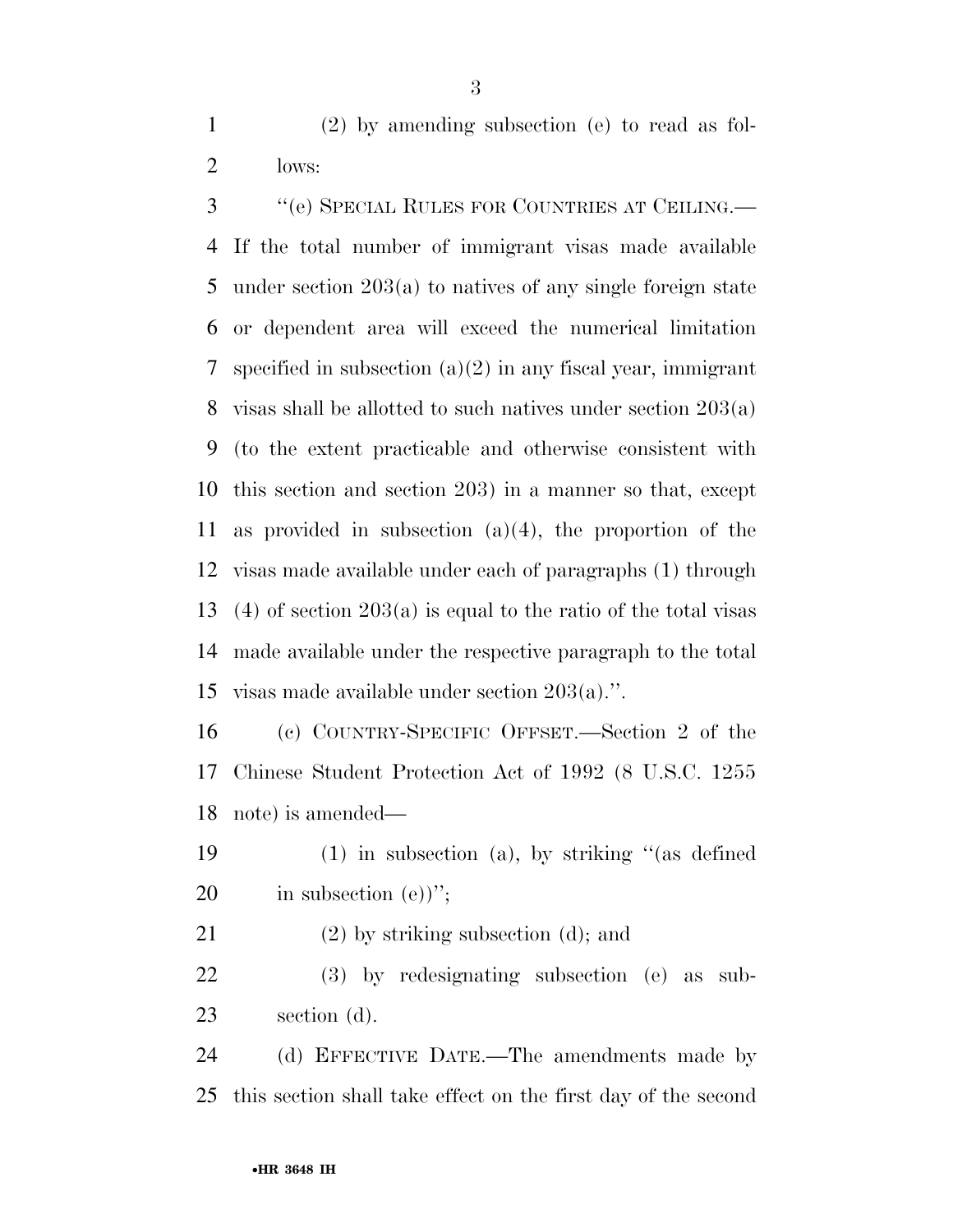(2) by amending subsection (e) to read as follows:

"(e) SPECIAL RULES FOR COUNTRIES AT CEILING.—If the total number of immigrant visas made available under section 203(a) to natives of any single foreign state or dependent area will exceed the numerical limitation specified in subsection (a)(2) in any fiscal year, immigrant visas shall be allotted to such natives under section 203(a) (to the extent practicable and otherwise consistent with this section and section 203) in a manner so that, except as provided in subsection (a)(4), the proportion of the visas made available under each of paragraphs (1) through (4) of section 203(a) is equal to the ratio of the total visas made available under the respective paragraph to the total visas made available under section 203(a).".

(c) COUNTRY-SPECIFIC OFFSET.—Section 2 of the Chinese Student Protection Act of 1992 (8 U.S.C. 1255 note) is amended—

(1) in subsection (a), by striking "(as defined in subsection (e))";

(2) by striking subsection (d); and

(3) by redesignating subsection (e) as subsection (d).

(d) EFFECTIVE DATE.—The amendments made by this section shall take effect on the first day of the second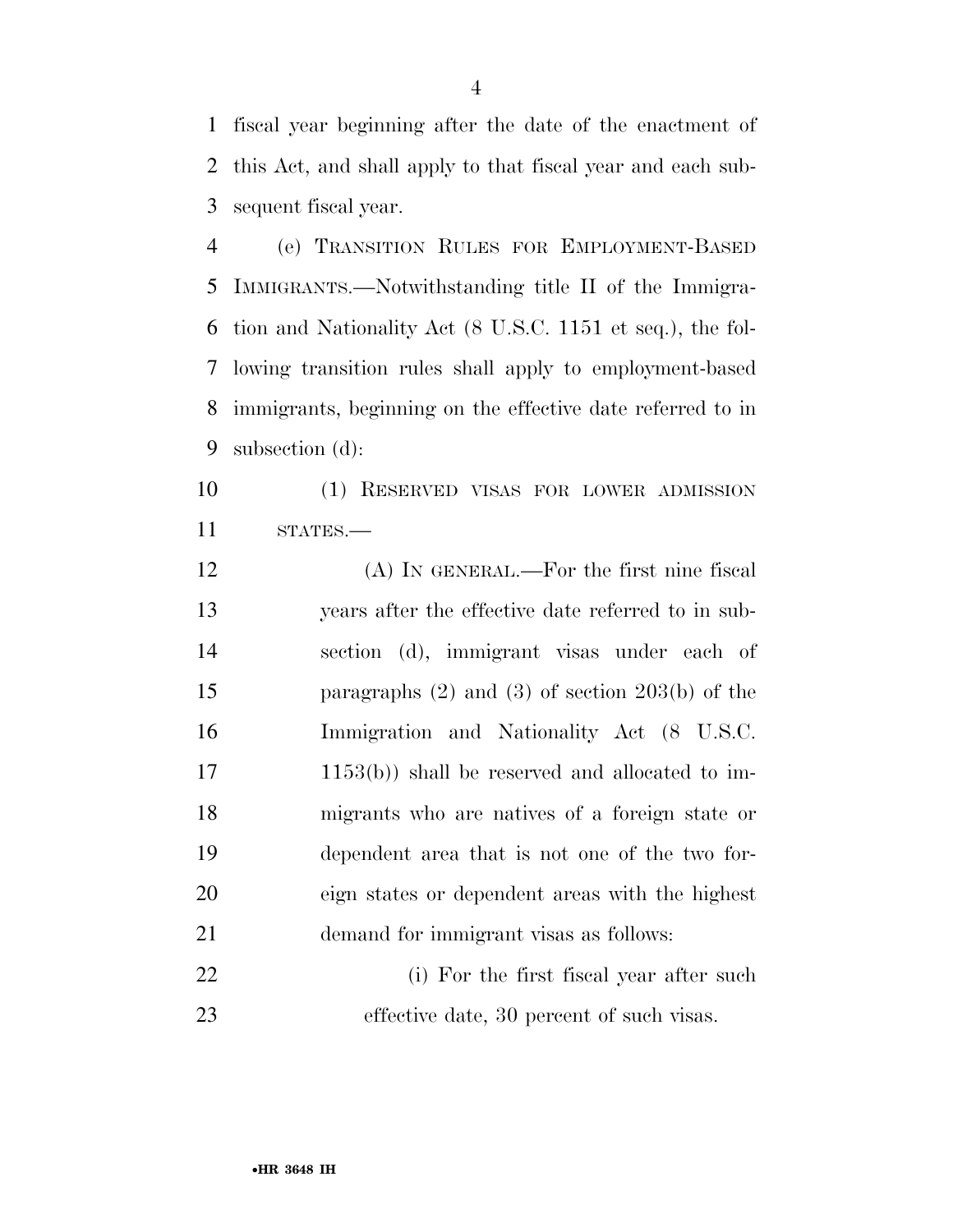fiscal year beginning after the date of the enactment of this Act, and shall apply to that fiscal year and each subsequent fiscal year.

(e) TRANSITION RULES FOR EMPLOYMENT-BASED IMMIGRANTS.—Notwithstanding title II of the Immigration and Nationality Act (8 U.S.C. 1151 et seq.), the following transition rules shall apply to employment-based immigrants, beginning on the effective date referred to in subsection (d):

(1) RESERVED VISAS FOR LOWER ADMISSION STATES.—

(A) IN GENERAL.—For the first nine fiscal years after the effective date referred to in subsection (d), immigrant visas under each of paragraphs (2) and (3) of section 203(b) of the Immigration and Nationality Act (8 U.S.C. 1153(b)) shall be reserved and allocated to immigrants who are natives of a foreign state or dependent area that is not one of the two foreign states or dependent areas with the highest demand for immigrant visas as follows:

(i) For the first fiscal year after such effective date, 30 percent of such visas.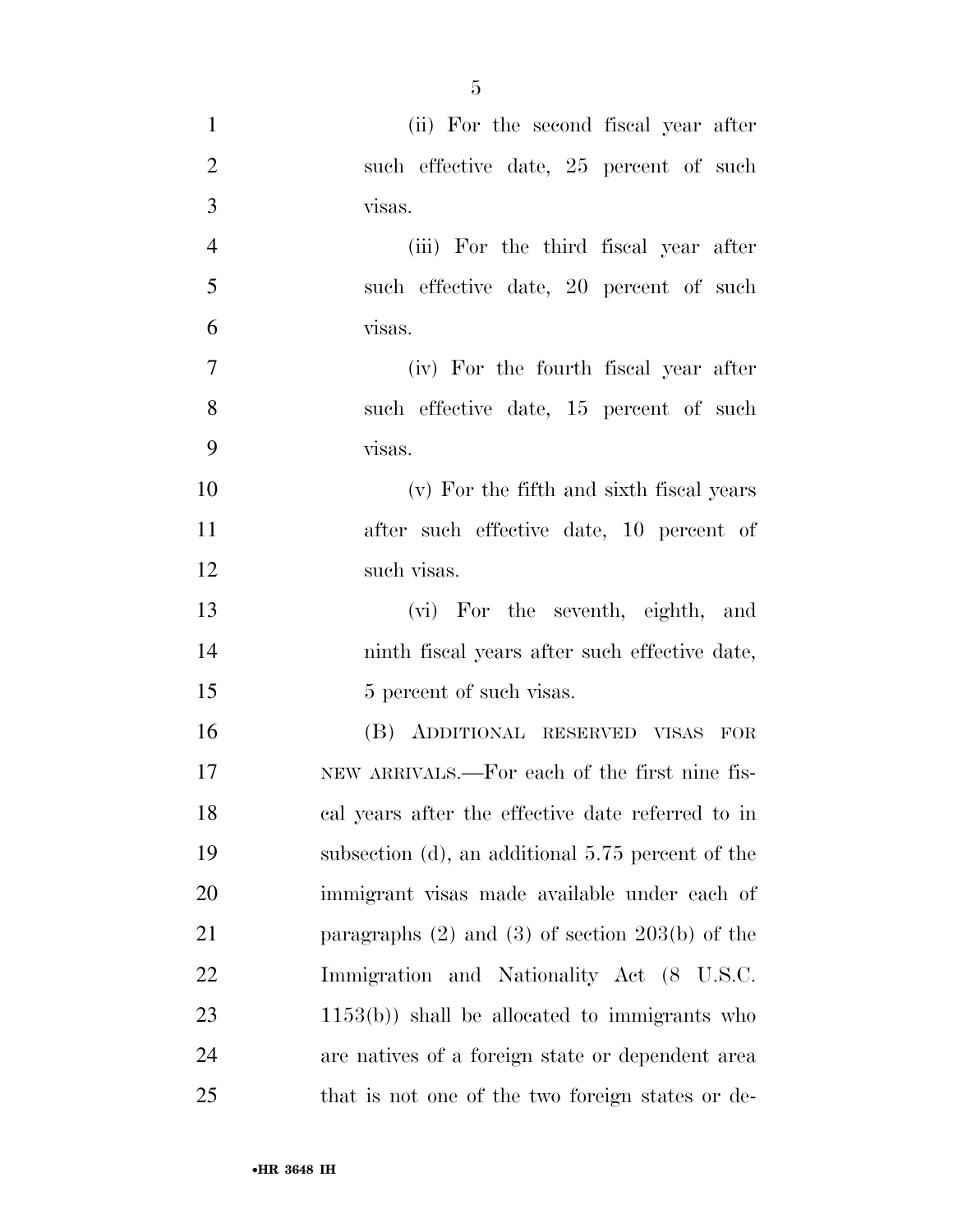(ii) For the second fiscal year after such effective date, 25 percent of such visas.

(iii) For the third fiscal year after such effective date, 20 percent of such visas.

(iv) For the fourth fiscal year after such effective date, 15 percent of such visas.

(v) For the fifth and sixth fiscal years after such effective date, 10 percent of such visas.

(vi) For the seventh, eighth, and ninth fiscal years after such effective date, 5 percent of such visas.

(B) ADDITIONAL RESERVED VISAS FOR NEW ARRIVALS.—For each of the first nine fiscal years after the effective date referred to in subsection (d), an additional 5.75 percent of the immigrant visas made available under each of paragraphs (2) and (3) of section 203(b) of the Immigration and Nationality Act (8 U.S.C. 1153(b)) shall be allocated to immigrants who are natives of a foreign state or dependent area that is not one of the two foreign states or de-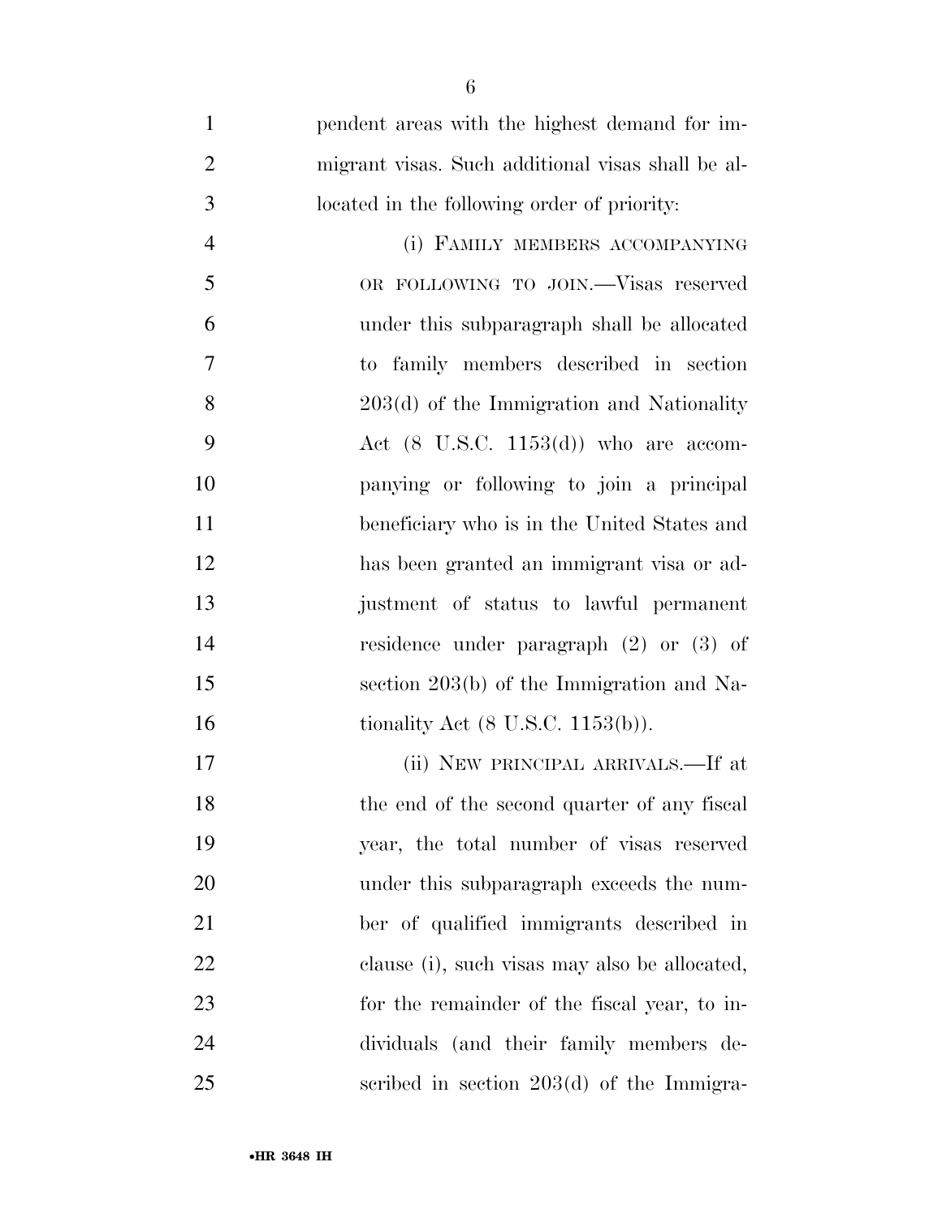pendent areas with the highest demand for immigrant visas. Such additional visas shall be allocated in the following order of priority:

(i) FAMILY MEMBERS ACCOMPANYING OR FOLLOWING TO JOIN.—Visas reserved under this subparagraph shall be allocated to family members described in section 203(d) of the Immigration and Nationality Act (8 U.S.C. 1153(d)) who are accompanying or following to join a principal beneficiary who is in the United States and has been granted an immigrant visa or adjustment of status to lawful permanent residence under paragraph (2) or (3) of section 203(b) of the Immigration and Nationality Act (8 U.S.C. 1153(b)).

(ii) NEW PRINCIPAL ARRIVALS.—If at the end of the second quarter of any fiscal year, the total number of visas reserved under this subparagraph exceeds the number of qualified immigrants described in clause (i), such visas may also be allocated, for the remainder of the fiscal year, to individuals (and their family members described in section 203(d) of the Immigra-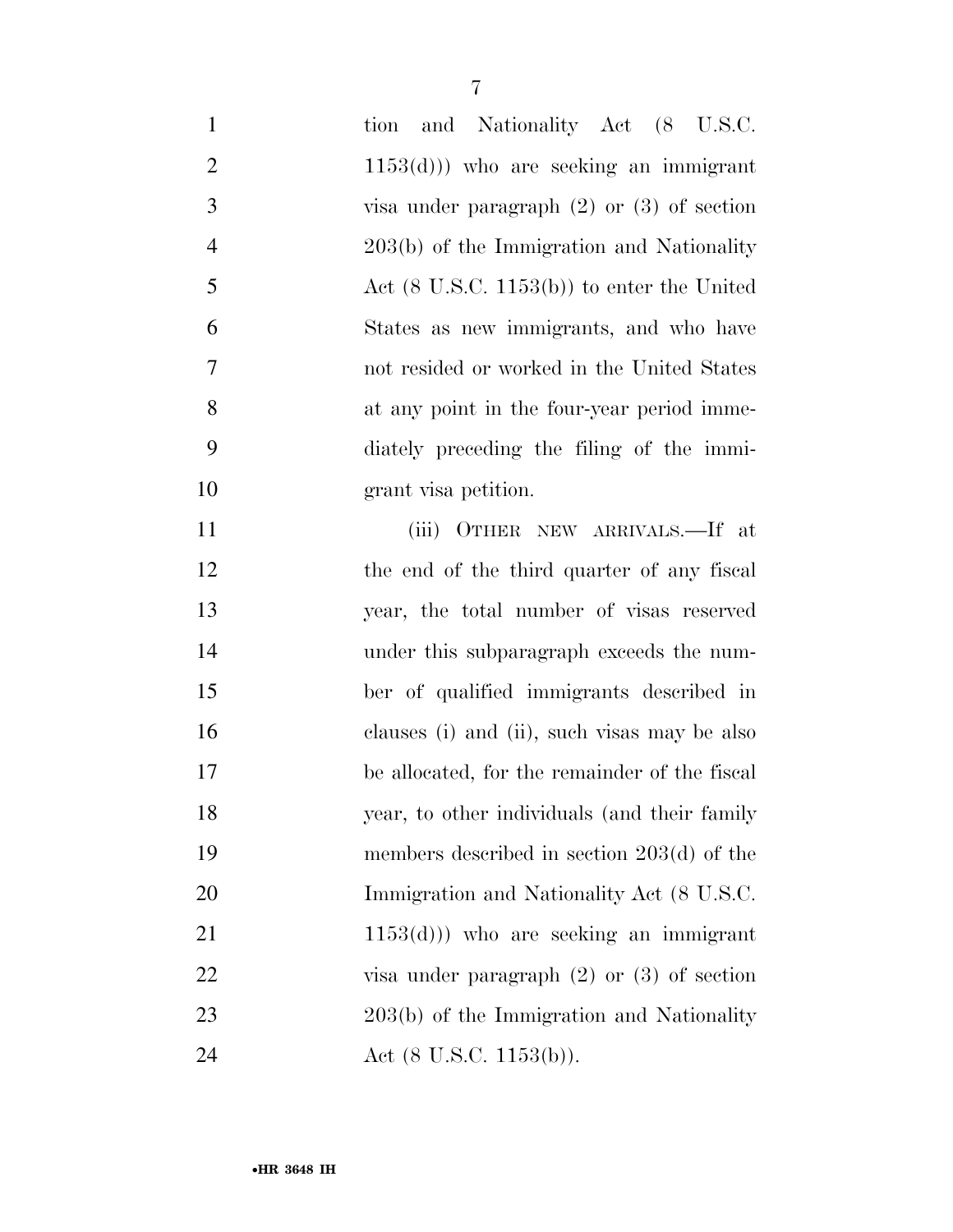tion and Nationality Act (8 U.S.C. 1153(d))) who are seeking an immigrant visa under paragraph (2) or (3) of section 203(b) of the Immigration and Nationality Act (8 U.S.C. 1153(b)) to enter the United States as new immigrants, and who have not resided or worked in the United States at any point in the four-year period immediately preceding the filing of the immigrant visa petition.

(iii) OTHER NEW ARRIVALS.—If at the end of the third quarter of any fiscal year, the total number of visas reserved under this subparagraph exceeds the number of qualified immigrants described in clauses (i) and (ii), such visas may be also be allocated, for the remainder of the fiscal year, to other individuals (and their family members described in section 203(d) of the Immigration and Nationality Act (8 U.S.C. 1153(d))) who are seeking an immigrant visa under paragraph (2) or (3) of section 203(b) of the Immigration and Nationality Act (8 U.S.C. 1153(b)).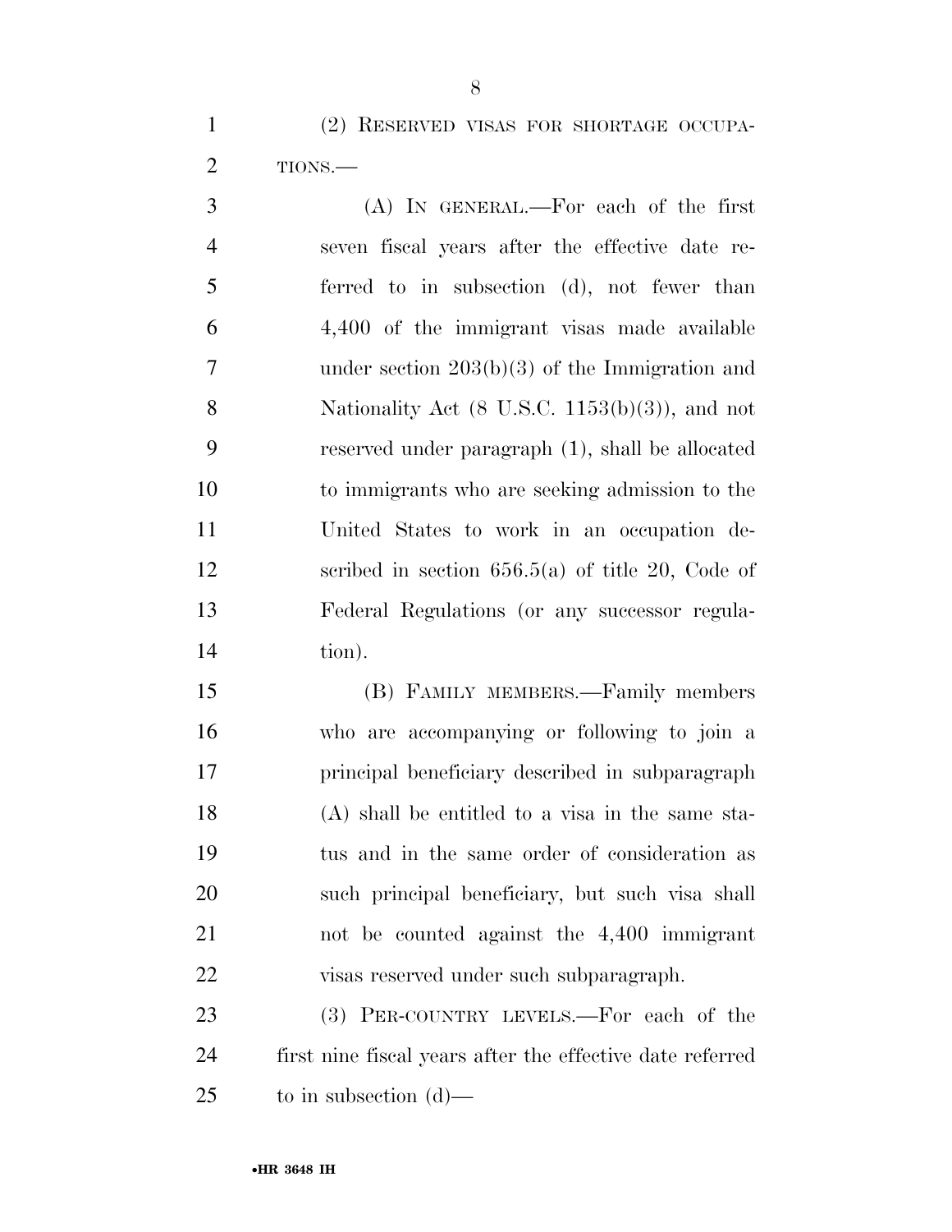(2) RESERVED VISAS FOR SHORTAGE OCCUPATIONS.—

(A) IN GENERAL.—For each of the first seven fiscal years after the effective date referred to in subsection (d), not fewer than 4,400 of the immigrant visas made available under section 203(b)(3) of the Immigration and Nationality Act (8 U.S.C. 1153(b)(3)), and not reserved under paragraph (1), shall be allocated to immigrants who are seeking admission to the United States to work in an occupation described in section 656.5(a) of title 20, Code of Federal Regulations (or any successor regulation).

(B) FAMILY MEMBERS.—Family members who are accompanying or following to join a principal beneficiary described in subparagraph (A) shall be entitled to a visa in the same status and in the same order of consideration as such principal beneficiary, but such visa shall not be counted against the 4,400 immigrant visas reserved under such subparagraph.

(3) PER-COUNTRY LEVELS.—For each of the first nine fiscal years after the effective date referred to in subsection (d)—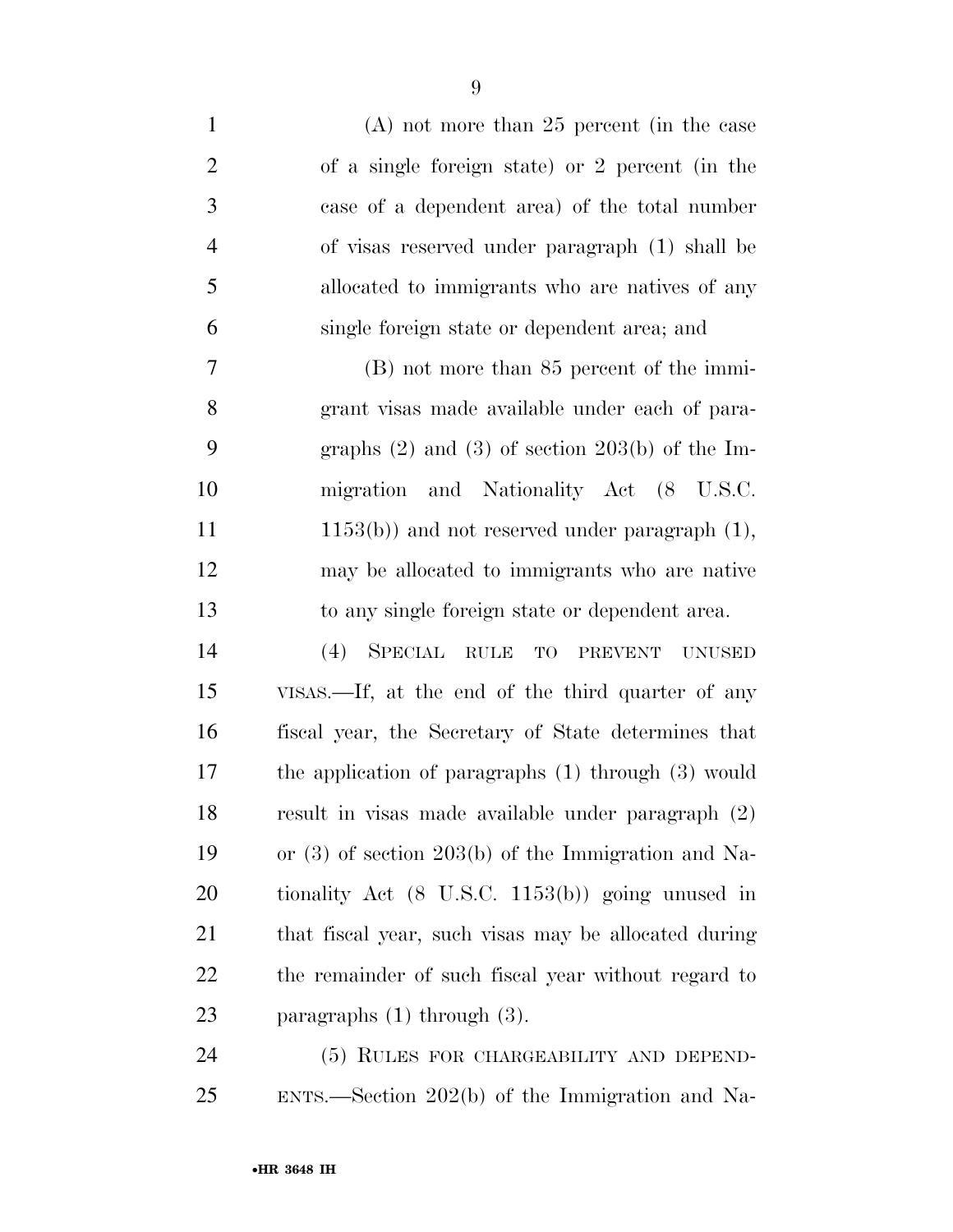(A) not more than 25 percent (in the case of a single foreign state) or 2 percent (in the case of a dependent area) of the total number of visas reserved under paragraph (1) shall be allocated to immigrants who are natives of any single foreign state or dependent area; and

(B) not more than 85 percent of the immigrant visas made available under each of paragraphs (2) and (3) of section 203(b) of the Immigration and Nationality Act (8 U.S.C. 1153(b)) and not reserved under paragraph (1), may be allocated to immigrants who are native to any single foreign state or dependent area.

(4) SPECIAL RULE TO PREVENT UNUSED VISAS.—If, at the end of the third quarter of any fiscal year, the Secretary of State determines that the application of paragraphs (1) through (3) would result in visas made available under paragraph (2) or (3) of section 203(b) of the Immigration and Nationality Act (8 U.S.C. 1153(b)) going unused in that fiscal year, such visas may be allocated during the remainder of such fiscal year without regard to paragraphs (1) through (3).

(5) RULES FOR CHARGEABILITY AND DEPENDENTS.—Section 202(b) of the Immigration and Na-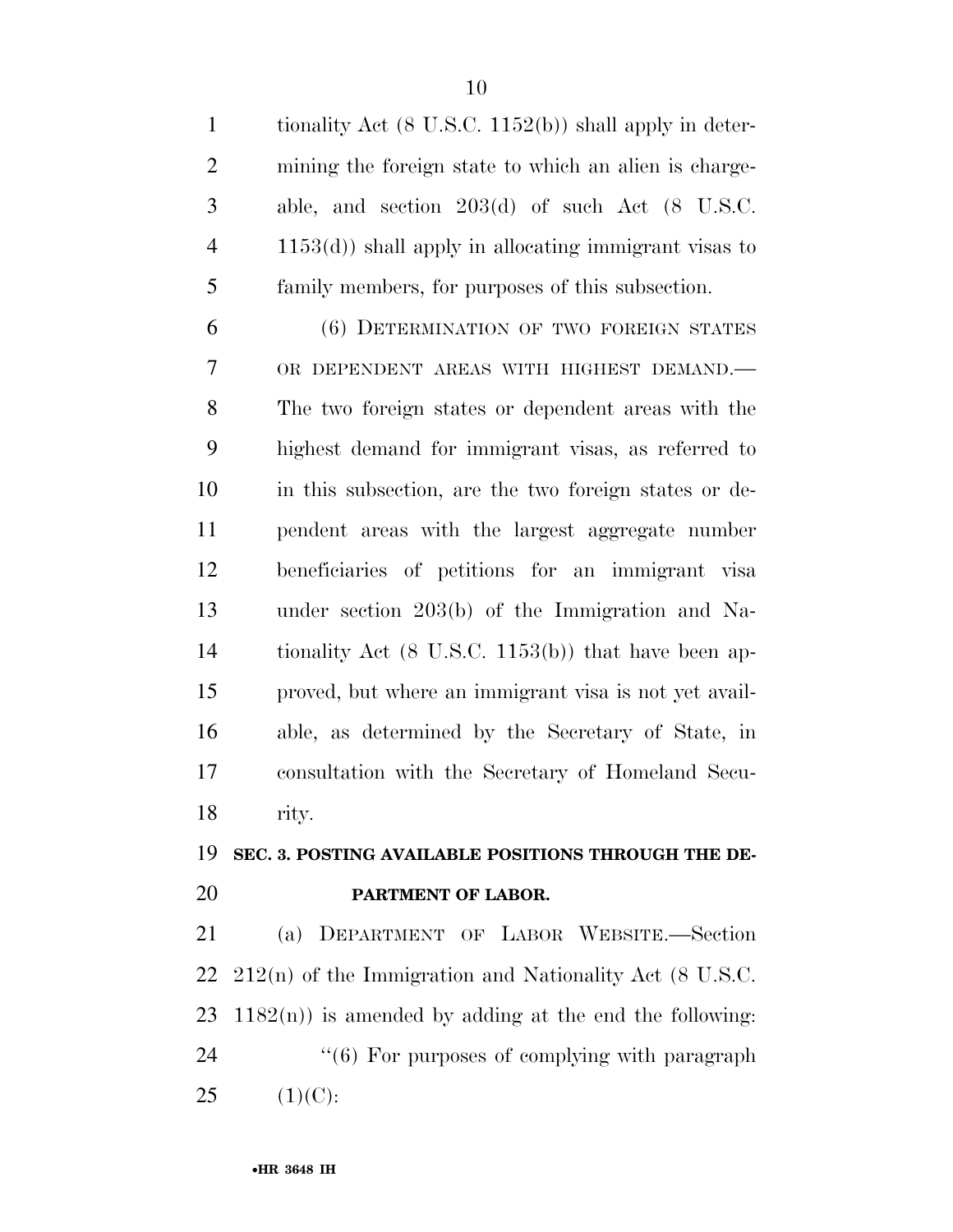tionality Act (8 U.S.C. 1152(b)) shall apply in determining the foreign state to which an alien is chargeable, and section 203(d) of such Act (8 U.S.C. 1153(d)) shall apply in allocating immigrant visas to family members, for purposes of this subsection.

(6) DETERMINATION OF TWO FOREIGN STATES OR DEPENDENT AREAS WITH HIGHEST DEMAND.— The two foreign states or dependent areas with the highest demand for immigrant visas, as referred to in this subsection, are the two foreign states or dependent areas with the largest aggregate number beneficiaries of petitions for an immigrant visa under section 203(b) of the Immigration and Nationality Act (8 U.S.C. 1153(b)) that have been approved, but where an immigrant visa is not yet available, as determined by the Secretary of State, in consultation with the Secretary of Homeland Security.

## SEC. 3. POSTING AVAILABLE POSITIONS THROUGH THE DEPARTMENT OF LABOR.

(a) DEPARTMENT OF LABOR WEBSITE.—Section 212(n) of the Immigration and Nationality Act (8 U.S.C. 1182(n)) is amended by adding at the end the following:

''(6) For purposes of complying with paragraph (1)(C):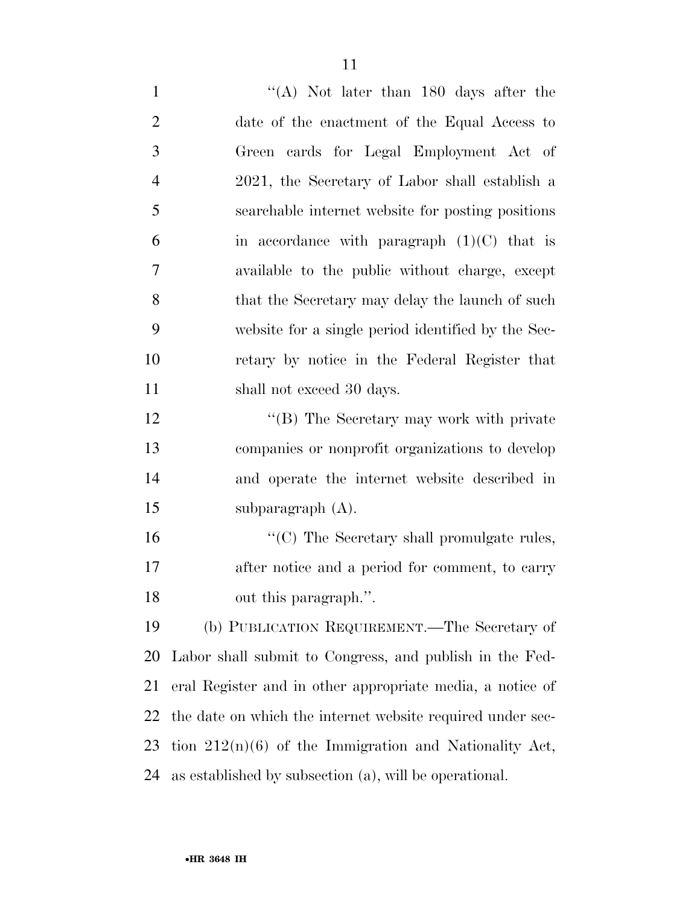"(A) Not later than 180 days after the date of the enactment of the Equal Access to Green cards for Legal Employment Act of 2021, the Secretary of Labor shall establish a searchable internet website for posting positions in accordance with paragraph (1)(C) that is available to the public without charge, except that the Secretary may delay the launch of such website for a single period identified by the Secretary by notice in the Federal Register that shall not exceed 30 days.

"(B) The Secretary may work with private companies or nonprofit organizations to develop and operate the internet website described in subparagraph (A).

"(C) The Secretary shall promulgate rules, after notice and a period for comment, to carry out this paragraph.".

(b) PUBLICATION REQUIREMENT.—The Secretary of Labor shall submit to Congress, and publish in the Federal Register and in other appropriate media, a notice of the date on which the internet website required under section 212(n)(6) of the Immigration and Nationality Act, as established by subsection (a), will be operational.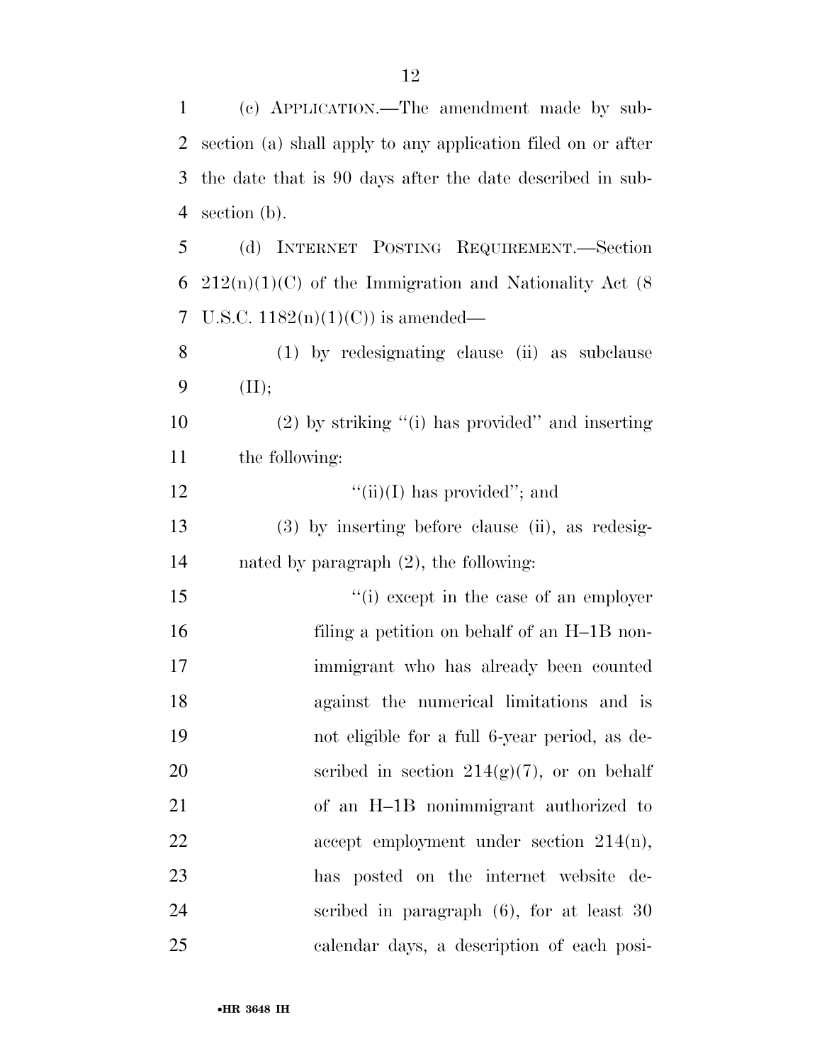(c) APPLICATION.—The amendment made by subsection (a) shall apply to any application filed on or after the date that is 90 days after the date described in subsection (b).

(d) INTERNET POSTING REQUIREMENT.—Section 212(n)(1)(C) of the Immigration and Nationality Act (8 U.S.C. 1182(n)(1)(C)) is amended—

(1) by redesignating clause (ii) as subclause (II);

(2) by striking "(i) has provided" and inserting the following:

"(ii)(I) has provided"; and

(3) by inserting before clause (ii), as redesignated by paragraph (2), the following:

"(i) except in the case of an employer filing a petition on behalf of an H–1B nonimmigrant who has already been counted against the numerical limitations and is not eligible for a full 6-year period, as described in section 214(g)(7), or on behalf of an H–1B nonimmigrant authorized to accept employment under section 214(n), has posted on the internet website described in paragraph (6), for at least 30 calendar days, a description of each posi-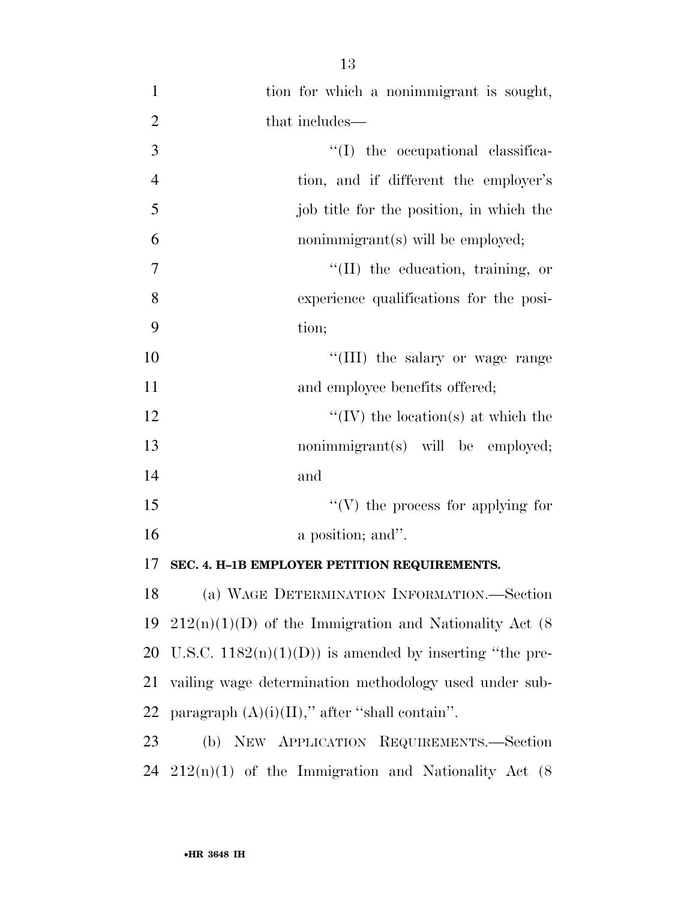tion for which a nonimmigrant is sought, that includes—

''(I) the occupational classification, and if different the employer's job title for the position, in which the nonimmigrant(s) will be employed;

''(II) the education, training, or experience qualifications for the position;

''(III) the salary or wage range and employee benefits offered;

''(IV) the location(s) at which the nonimmigrant(s) will be employed; and

''(V) the process for applying for a position; and''.

**SEC. 4. H–1B EMPLOYER PETITION REQUIREMENTS.**

(a) WAGE DETERMINATION INFORMATION.—Section 212(n)(1)(D) of the Immigration and Nationality Act (8 U.S.C. 1182(n)(1)(D)) is amended by inserting ''the prevailing wage determination methodology used under subparagraph (A)(i)(II),'' after ''shall contain''.

(b) NEW APPLICATION REQUIREMENTS.—Section 212(n)(1) of the Immigration and Nationality Act (8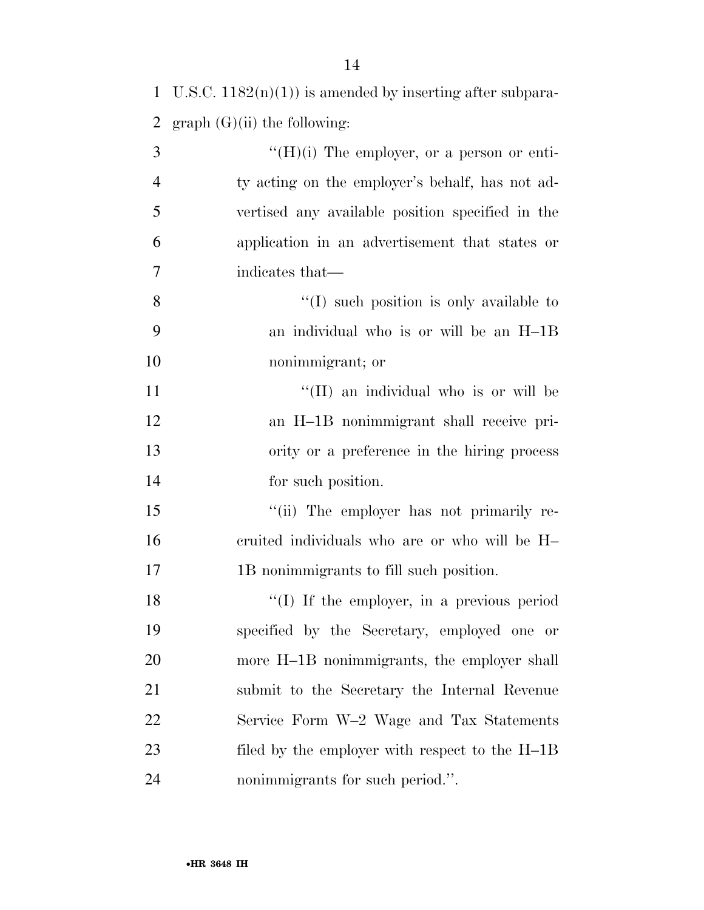U.S.C. 1182(n)(1)) is amended by inserting after subparagraph (G)(ii) the following:

"(H)(i) The employer, or a person or entity acting on the employer's behalf, has not advertised any available position specified in the application in an advertisement that states or indicates that—

"(I) such position is only available to an individual who is or will be an H–1B nonimmigrant; or

"(II) an individual who is or will be an H–1B nonimmigrant shall receive priority or a preference in the hiring process for such position.

"(ii) The employer has not primarily recruited individuals who are or who will be H–1B nonimmigrants to fill such position.

"(I) If the employer, in a previous period specified by the Secretary, employed one or more H–1B nonimmigrants, the employer shall submit to the Secretary the Internal Revenue Service Form W–2 Wage and Tax Statements filed by the employer with respect to the H–1B nonimmigrants for such period.".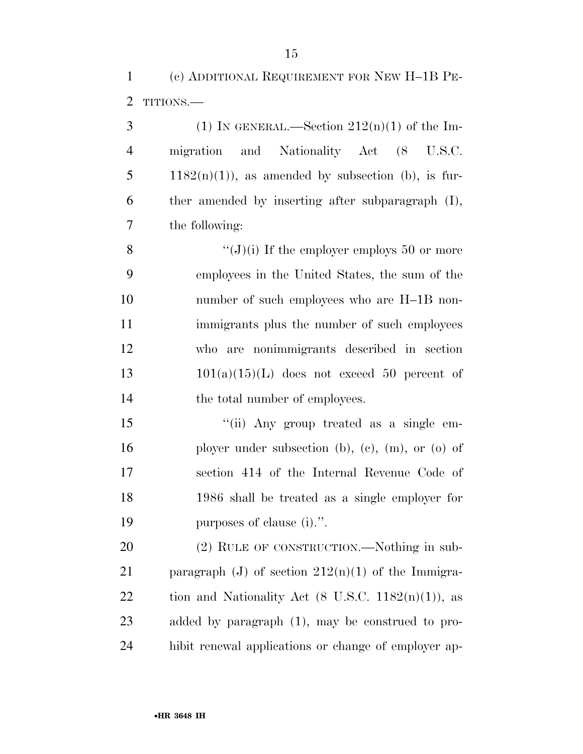(c) ADDITIONAL REQUIREMENT FOR NEW H–1B PETITIONS.—

(1) IN GENERAL.—Section 212(n)(1) of the Immigration and Nationality Act (8 U.S.C. 1182(n)(1)), as amended by subsection (b), is further amended by inserting after subparagraph (I), the following:

"(J)(i) If the employer employs 50 or more employees in the United States, the sum of the number of such employees who are H–1B nonimmigrants plus the number of such employees who are nonimmigrants described in section 101(a)(15)(L) does not exceed 50 percent of the total number of employees.

"(ii) Any group treated as a single employer under subsection (b), (c), (m), or (o) of section 414 of the Internal Revenue Code of 1986 shall be treated as a single employer for purposes of clause (i).".

(2) RULE OF CONSTRUCTION.—Nothing in subparagraph (J) of section 212(n)(1) of the Immigration and Nationality Act (8 U.S.C. 1182(n)(1)), as added by paragraph (1), may be construed to prohibit renewal applications or change of employer ap-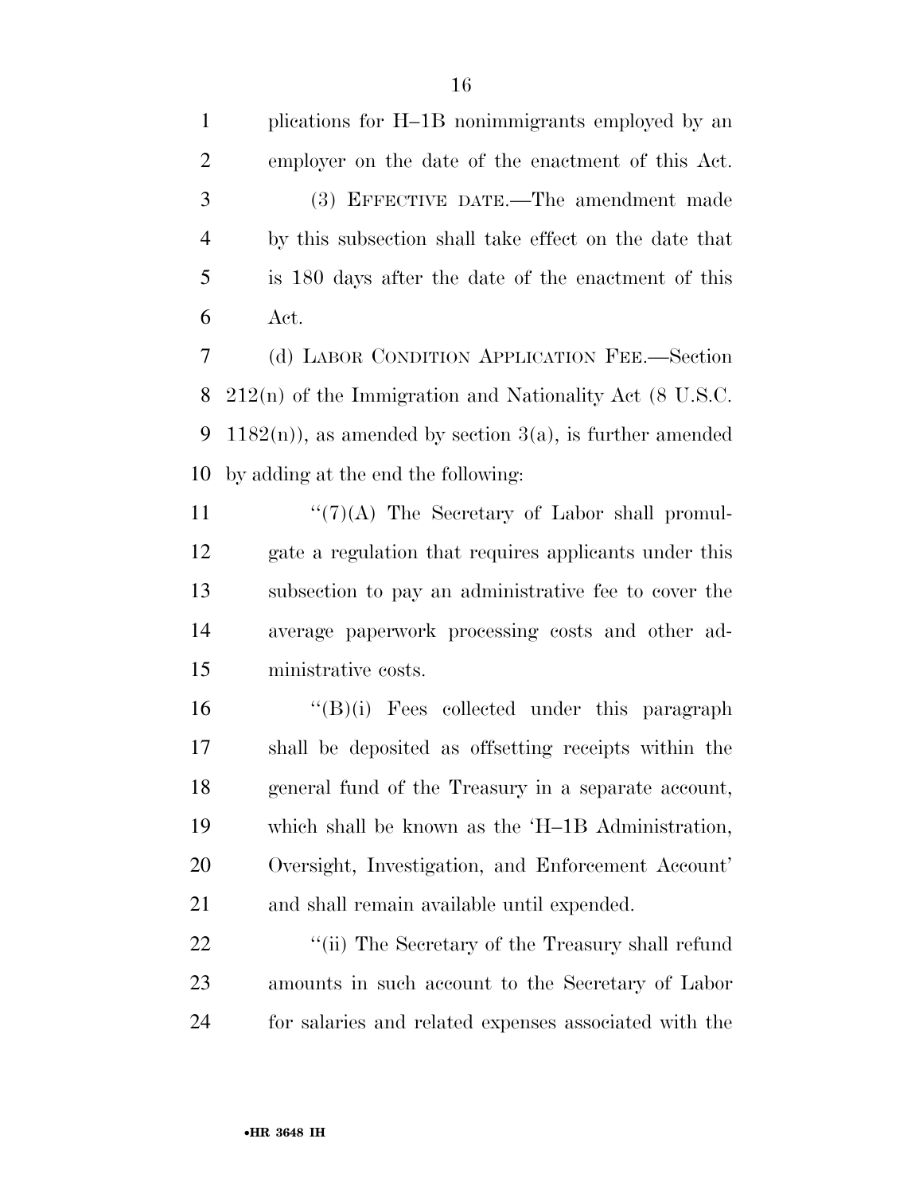plications for H–1B nonimmigrants employed by an employer on the date of the enactment of this Act.

(3) EFFECTIVE DATE.—The amendment made by this subsection shall take effect on the date that is 180 days after the date of the enactment of this Act.

(d) LABOR CONDITION APPLICATION FEE.—Section 212(n) of the Immigration and Nationality Act (8 U.S.C. 1182(n)), as amended by section 3(a), is further amended by adding at the end the following:

''(7)(A) The Secretary of Labor shall promulgate a regulation that requires applicants under this subsection to pay an administrative fee to cover the average paperwork processing costs and other administrative costs.

''(B)(i) Fees collected under this paragraph shall be deposited as offsetting receipts within the general fund of the Treasury in a separate account, which shall be known as the 'H–1B Administration, Oversight, Investigation, and Enforcement Account' and shall remain available until expended.

''(ii) The Secretary of the Treasury shall refund amounts in such account to the Secretary of Labor for salaries and related expenses associated with the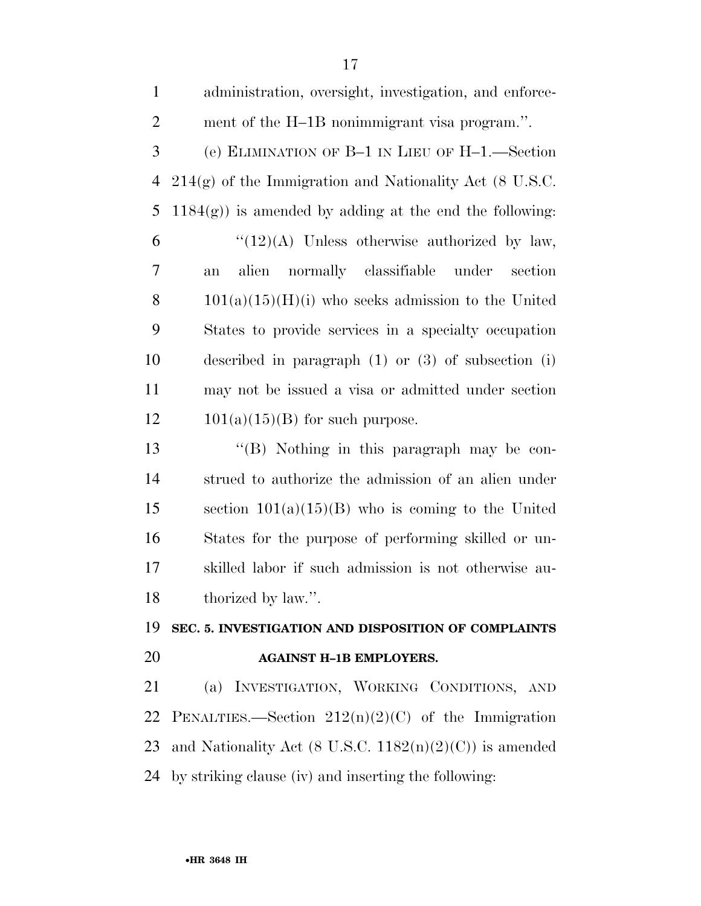administration, oversight, investigation, and enforcement of the H–1B nonimmigrant visa program.''.

(e) ELIMINATION OF B–1 IN LIEU OF H–1.—Section 214(g) of the Immigration and Nationality Act (8 U.S.C. 1184(g)) is amended by adding at the end the following:

> ''(12)(A) Unless otherwise authorized by law, an alien normally classifiable under section 101(a)(15)(H)(i) who seeks admission to the United States to provide services in a specialty occupation described in paragraph (1) or (3) of subsection (i) may not be issued a visa or admitted under section 101(a)(15)(B) for such purpose.
>
> ''(B) Nothing in this paragraph may be construed to authorize the admission of an alien under section 101(a)(15)(B) who is coming to the United States for the purpose of performing skilled or unskilled labor if such admission is not otherwise authorized by law.''.

## SEC. 5. INVESTIGATION AND DISPOSITION OF COMPLAINTS AGAINST H–1B EMPLOYERS.

(a) INVESTIGATION, WORKING CONDITIONS, AND PENALTIES.—Section 212(n)(2)(C) of the Immigration and Nationality Act (8 U.S.C. 1182(n)(2)(C)) is amended by striking clause (iv) and inserting the following: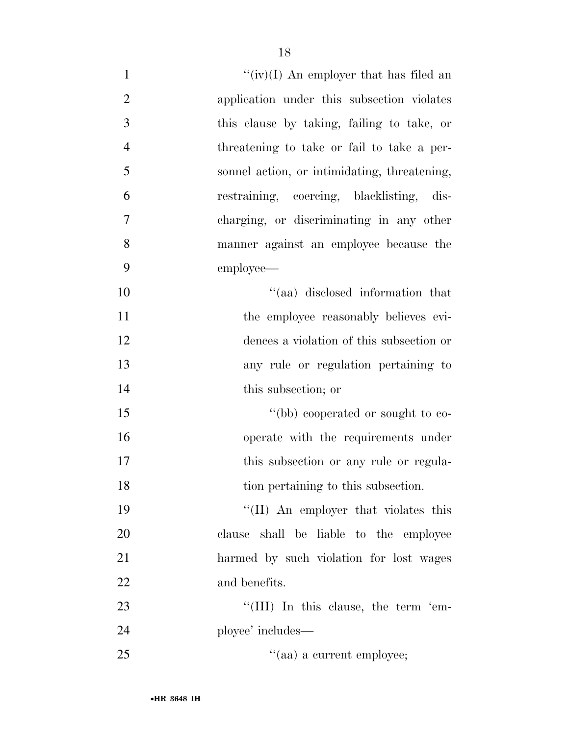"(iv)(I) An employer that has filed an application under this subsection violates this clause by taking, failing to take, or threatening to take or fail to take a personnel action, or intimidating, threatening, restraining, coercing, blacklisting, discharging, or discriminating in any other manner against an employee because the employee—

"(aa) disclosed information that the employee reasonably believes evidences a violation of this subsection or any rule or regulation pertaining to this subsection; or

"(bb) cooperated or sought to cooperate with the requirements under this subsection or any rule or regulation pertaining to this subsection.

"(II) An employer that violates this clause shall be liable to the employee harmed by such violation for lost wages and benefits.

"(III) In this clause, the term 'employee' includes—

"(aa) a current employee;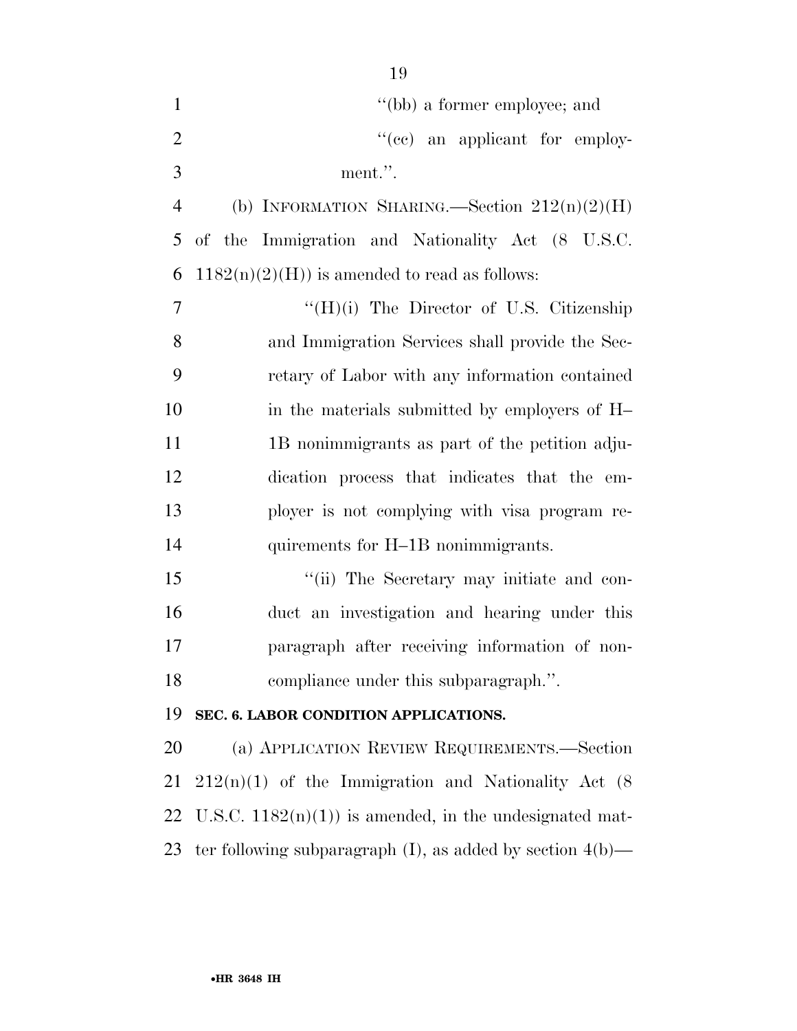"(bb) a former employee; and

"(cc) an applicant for employment.".

(b) INFORMATION SHARING.—Section 212(n)(2)(H) of the Immigration and Nationality Act (8 U.S.C. 1182(n)(2)(H)) is amended to read as follows:

"(H)(i) The Director of U.S. Citizenship and Immigration Services shall provide the Secretary of Labor with any information contained in the materials submitted by employers of H–1B nonimmigrants as part of the petition adjudication process that indicates that the employer is not complying with visa program requirements for H–1B nonimmigrants.

"(ii) The Secretary may initiate and conduct an investigation and hearing under this paragraph after receiving information of noncompliance under this subparagraph.".

**SEC. 6. LABOR CONDITION APPLICATIONS.**

(a) APPLICATION REVIEW REQUIREMENTS.—Section 212(n)(1) of the Immigration and Nationality Act (8 U.S.C. 1182(n)(1)) is amended, in the undesignated matter following subparagraph (I), as added by section 4(b)—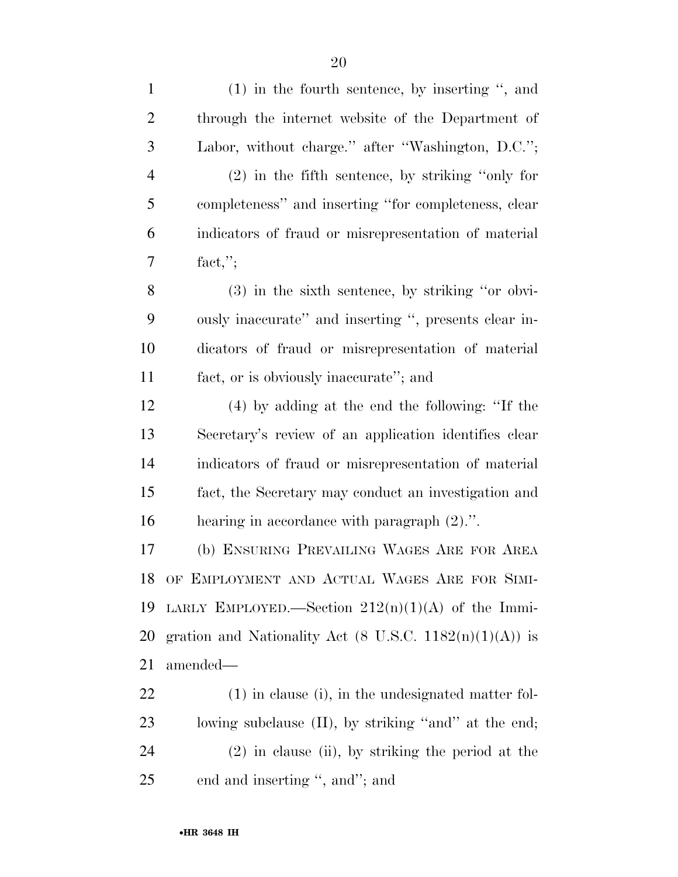(1) in the fourth sentence, by inserting ", and through the internet website of the Department of Labor, without charge." after "Washington, D.C.";

(2) in the fifth sentence, by striking "only for completeness" and inserting "for completeness, clear indicators of fraud or misrepresentation of material fact,";

(3) in the sixth sentence, by striking "or obviously inaccurate" and inserting ", presents clear indicators of fraud or misrepresentation of material fact, or is obviously inaccurate"; and

(4) by adding at the end the following: "If the Secretary's review of an application identifies clear indicators of fraud or misrepresentation of material fact, the Secretary may conduct an investigation and hearing in accordance with paragraph (2).".

(b) ENSURING PREVAILING WAGES ARE FOR AREA OF EMPLOYMENT AND ACTUAL WAGES ARE FOR SIMILARLY EMPLOYED.—Section 212(n)(1)(A) of the Immigration and Nationality Act (8 U.S.C. 1182(n)(1)(A)) is amended—

(1) in clause (i), in the undesignated matter following subclause (II), by striking "and" at the end;

(2) in clause (ii), by striking the period at the end and inserting ", and"; and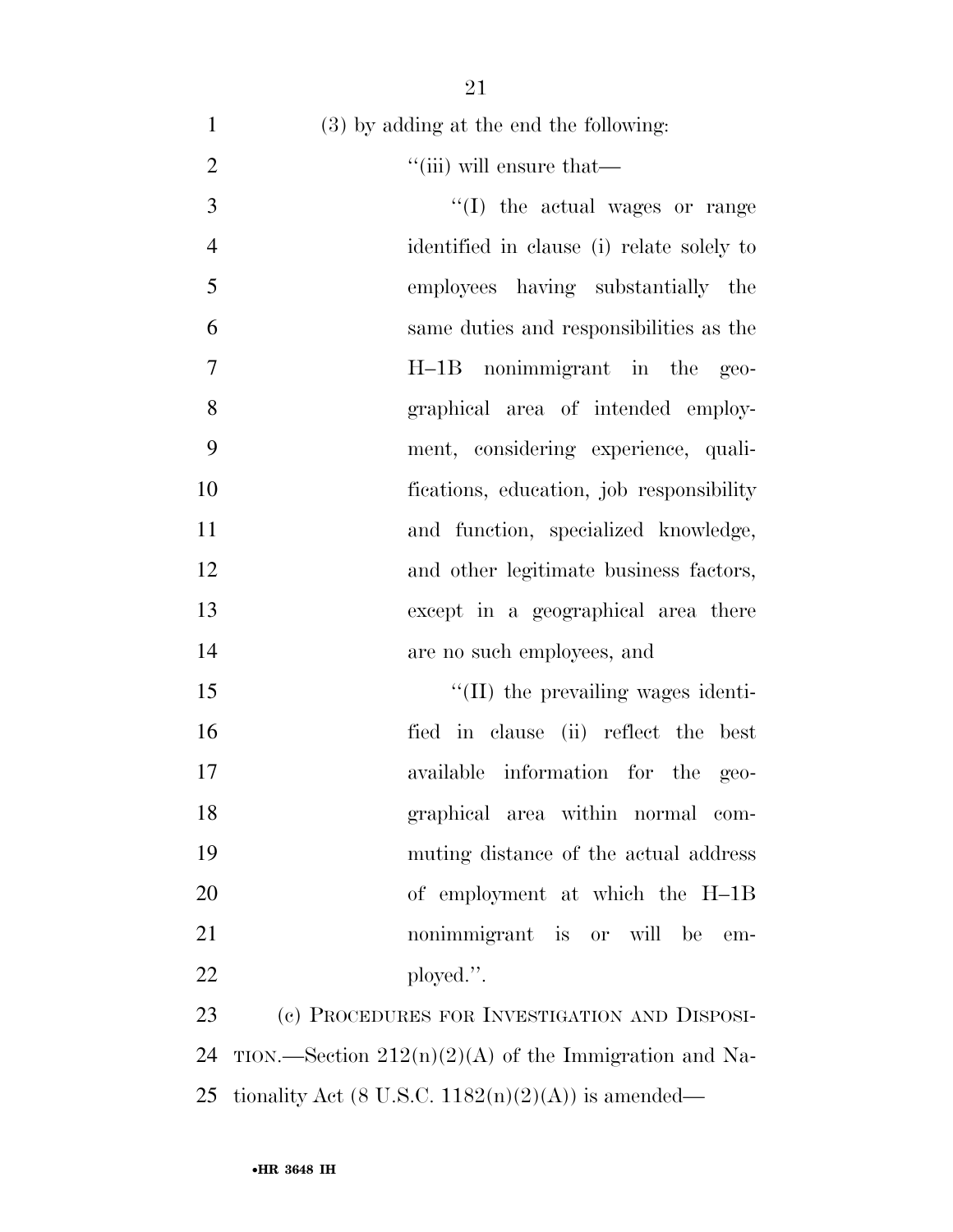(3) by adding at the end the following:

''(iii) will ensure that—

''(I) the actual wages or range identified in clause (i) relate solely to employees having substantially the same duties and responsibilities as the H–1B nonimmigrant in the geographical area of intended employment, considering experience, qualifications, education, job responsibility and function, specialized knowledge, and other legitimate business factors, except in a geographical area there are no such employees, and

''(II) the prevailing wages identified in clause (ii) reflect the best available information for the geographical area within normal commuting distance of the actual address of employment at which the H–1B nonimmigrant is or will be employed.''.

(c) PROCEDURES FOR INVESTIGATION AND DISPOSITION.—Section 212(n)(2)(A) of the Immigration and Nationality Act (8 U.S.C. 1182(n)(2)(A)) is amended—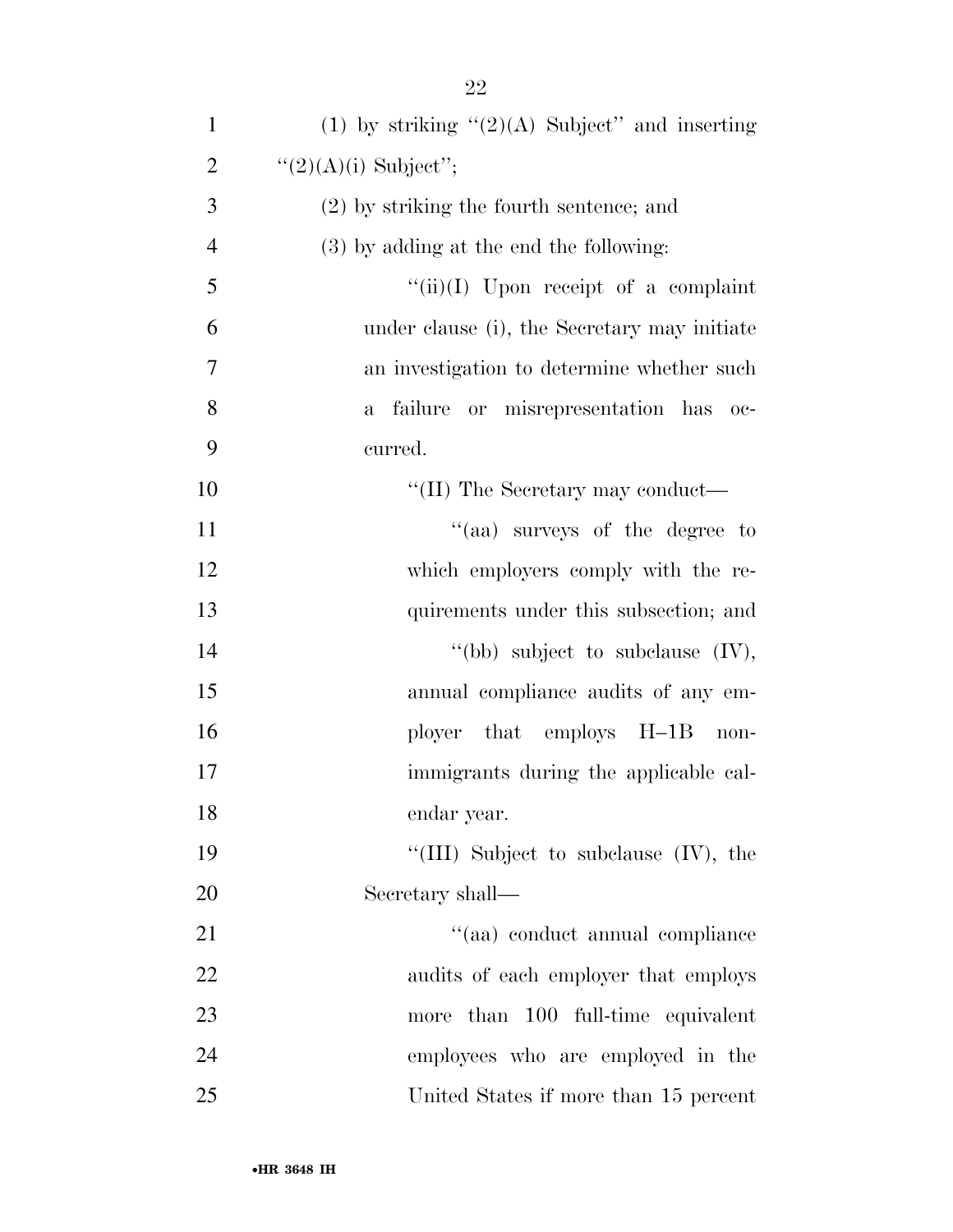(1) by striking "(2)(A) Subject" and inserting "(2)(A)(i) Subject";

(2) by striking the fourth sentence; and

(3) by adding at the end the following:

"(ii)(I) Upon receipt of a complaint under clause (i), the Secretary may initiate an investigation to determine whether such a failure or misrepresentation has occurred.

"(II) The Secretary may conduct—

"(aa) surveys of the degree to which employers comply with the requirements under this subsection; and

"(bb) subject to subclause (IV), annual compliance audits of any employer that employs H–1B nonimmigrants during the applicable calendar year.

"(III) Subject to subclause (IV), the Secretary shall—

"(aa) conduct annual compliance audits of each employer that employs more than 100 full-time equivalent employees who are employed in the United States if more than 15 percent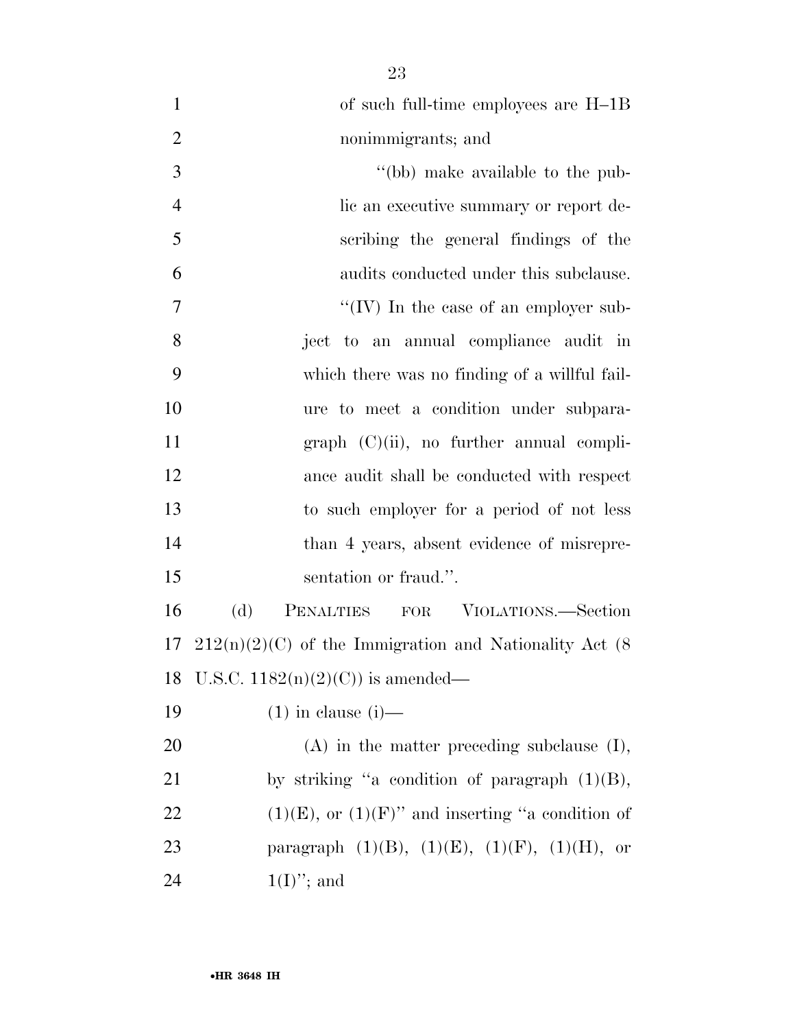of such full-time employees are H–1B nonimmigrants; and

"(bb) make available to the public an executive summary or report describing the general findings of the audits conducted under this subclause.

"(IV) In the case of an employer subject to an annual compliance audit in which there was no finding of a willful failure to meet a condition under subparagraph (C)(ii), no further annual compliance audit shall be conducted with respect to such employer for a period of not less than 4 years, absent evidence of misrepresentation or fraud.".

(d) PENALTIES FOR VIOLATIONS.—Section 212(n)(2)(C) of the Immigration and Nationality Act (8 U.S.C. 1182(n)(2)(C)) is amended—

(1) in clause (i)—

(A) in the matter preceding subclause (I), by striking "a condition of paragraph (1)(B), (1)(E), or (1)(F)" and inserting "a condition of paragraph (1)(B), (1)(E), (1)(F), (1)(H), or 1(I)"; and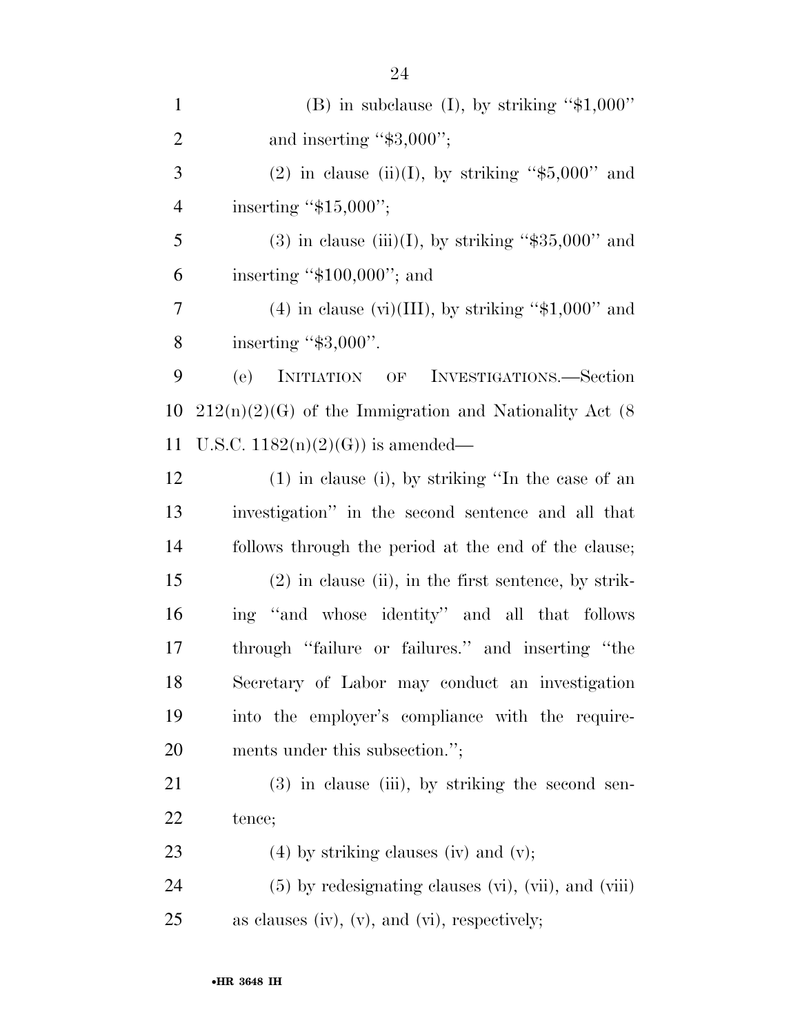(B) in subclause (I), by striking "$1,000" and inserting "$3,000";

(2) in clause (ii)(I), by striking "$5,000" and inserting "$15,000";

(3) in clause (iii)(I), by striking "$35,000" and inserting "$100,000"; and

(4) in clause (vi)(III), by striking "$1,000" and inserting "$3,000".

(e) INITIATION OF INVESTIGATIONS.—Section 212(n)(2)(G) of the Immigration and Nationality Act (8 U.S.C. 1182(n)(2)(G)) is amended—

(1) in clause (i), by striking "In the case of an investigation" in the second sentence and all that follows through the period at the end of the clause;

(2) in clause (ii), in the first sentence, by striking "and whose identity" and all that follows through "failure or failures." and inserting "the Secretary of Labor may conduct an investigation into the employer's compliance with the requirements under this subsection.";

(3) in clause (iii), by striking the second sentence;

(4) by striking clauses (iv) and (v);

(5) by redesignating clauses (vi), (vii), and (viii) as clauses (iv), (v), and (vi), respectively;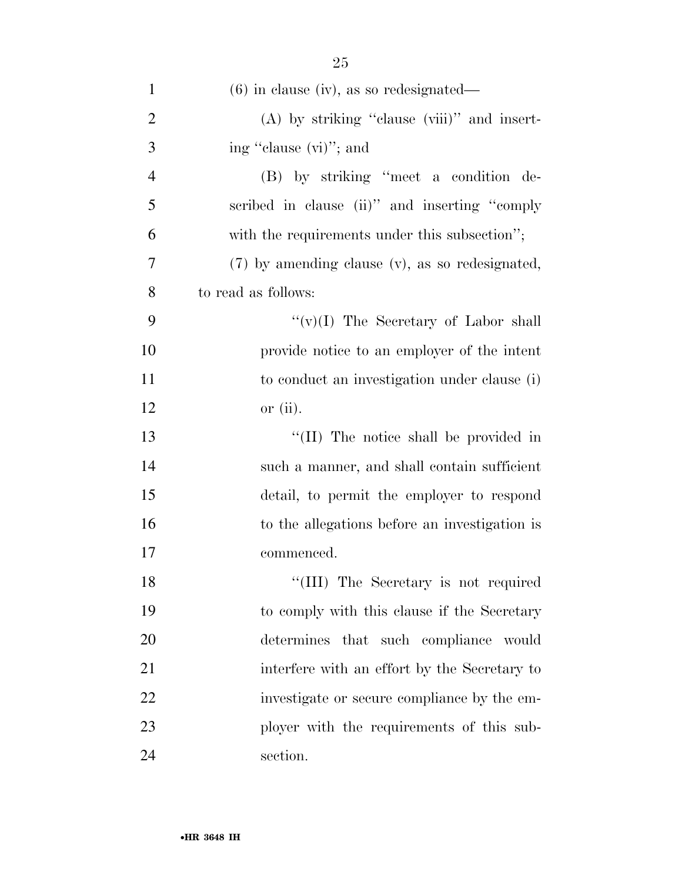(6) in clause (iv), as so redesignated—

(A) by striking ''clause (viii)'' and inserting ''clause (vi)''; and

(B) by striking ''meet a condition described in clause (ii)'' and inserting ''comply with the requirements under this subsection'';

(7) by amending clause (v), as so redesignated, to read as follows:

''(v)(I) The Secretary of Labor shall provide notice to an employer of the intent to conduct an investigation under clause (i) or (ii).

''(II) The notice shall be provided in such a manner, and shall contain sufficient detail, to permit the employer to respond to the allegations before an investigation is commenced.

''(III) The Secretary is not required to comply with this clause if the Secretary determines that such compliance would interfere with an effort by the Secretary to investigate or secure compliance by the employer with the requirements of this subsection.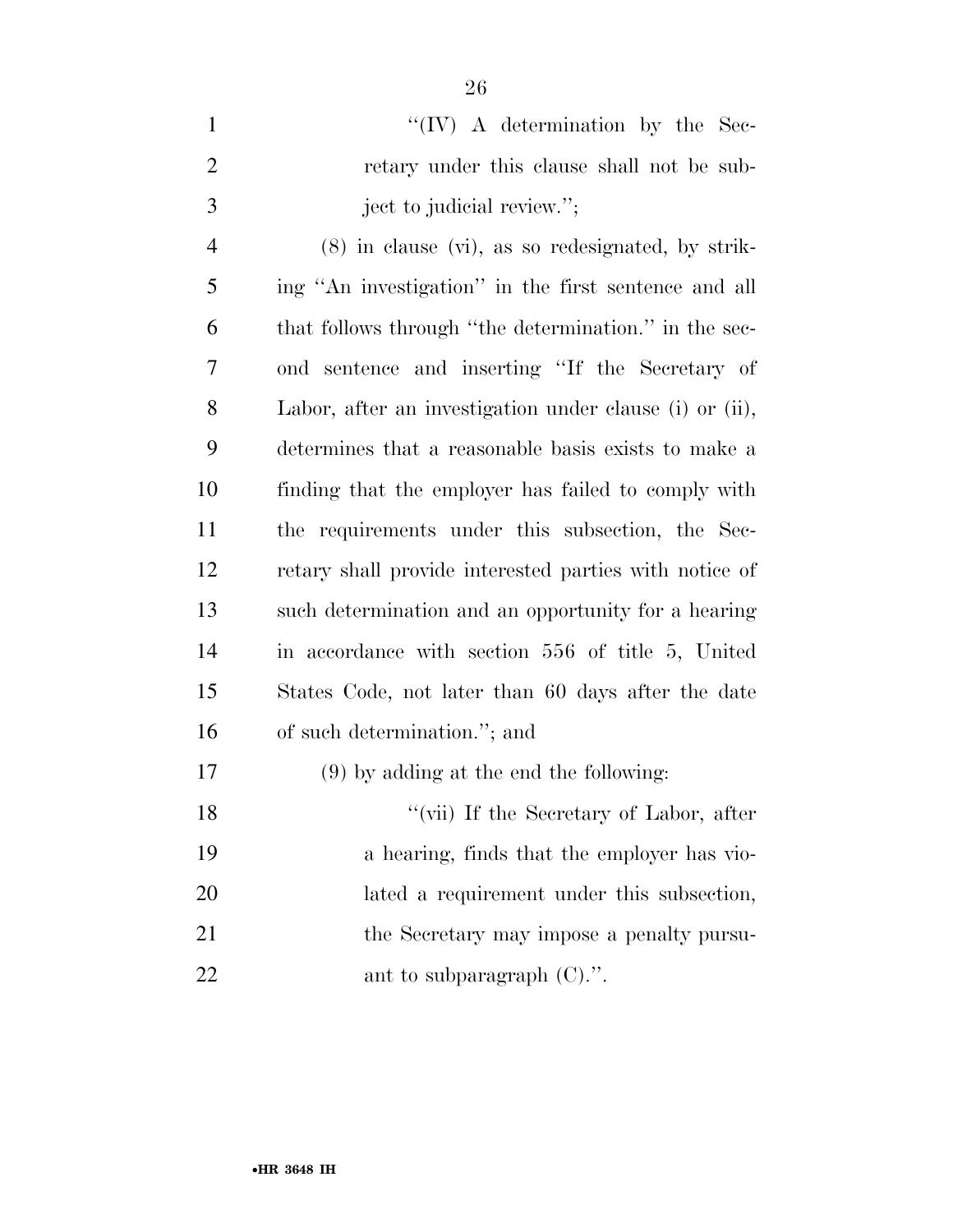"(IV) A determination by the Secretary under this clause shall not be subject to judicial review.";

(8) in clause (vi), as so redesignated, by striking "An investigation" in the first sentence and all that follows through "the determination." in the second sentence and inserting "If the Secretary of Labor, after an investigation under clause (i) or (ii), determines that a reasonable basis exists to make a finding that the employer has failed to comply with the requirements under this subsection, the Secretary shall provide interested parties with notice of such determination and an opportunity for a hearing in accordance with section 556 of title 5, United States Code, not later than 60 days after the date of such determination."; and

(9) by adding at the end the following:

"(vii) If the Secretary of Labor, after a hearing, finds that the employer has violated a requirement under this subsection, the Secretary may impose a penalty pursuant to subparagraph (C).".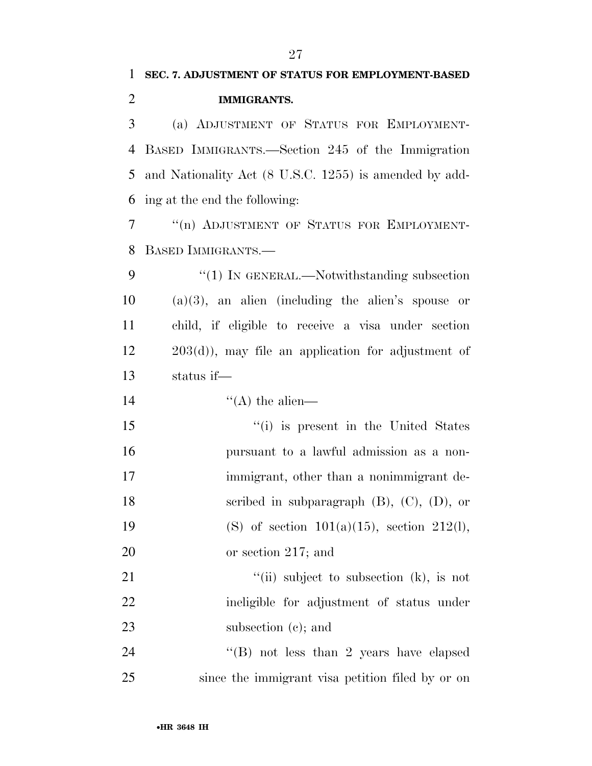**SEC. 7. ADJUSTMENT OF STATUS FOR EMPLOYMENT-BASED IMMIGRANTS.**

(a) ADJUSTMENT OF STATUS FOR EMPLOYMENT-BASED IMMIGRANTS.—Section 245 of the Immigration and Nationality Act (8 U.S.C. 1255) is amended by adding at the end the following:

"(n) ADJUSTMENT OF STATUS FOR EMPLOYMENT-BASED IMMIGRANTS.—

"(1) IN GENERAL.—Notwithstanding subsection (a)(3), an alien (including the alien's spouse or child, if eligible to receive a visa under section 203(d)), may file an application for adjustment of status if—

"(A) the alien—

"(i) is present in the United States pursuant to a lawful admission as a nonimmigrant, other than a nonimmigrant described in subparagraph (B), (C), (D), or (S) of section 101(a)(15), section 212(l), or section 217; and

"(ii) subject to subsection (k), is not ineligible for adjustment of status under subsection (c); and

"(B) not less than 2 years have elapsed since the immigrant visa petition filed by or on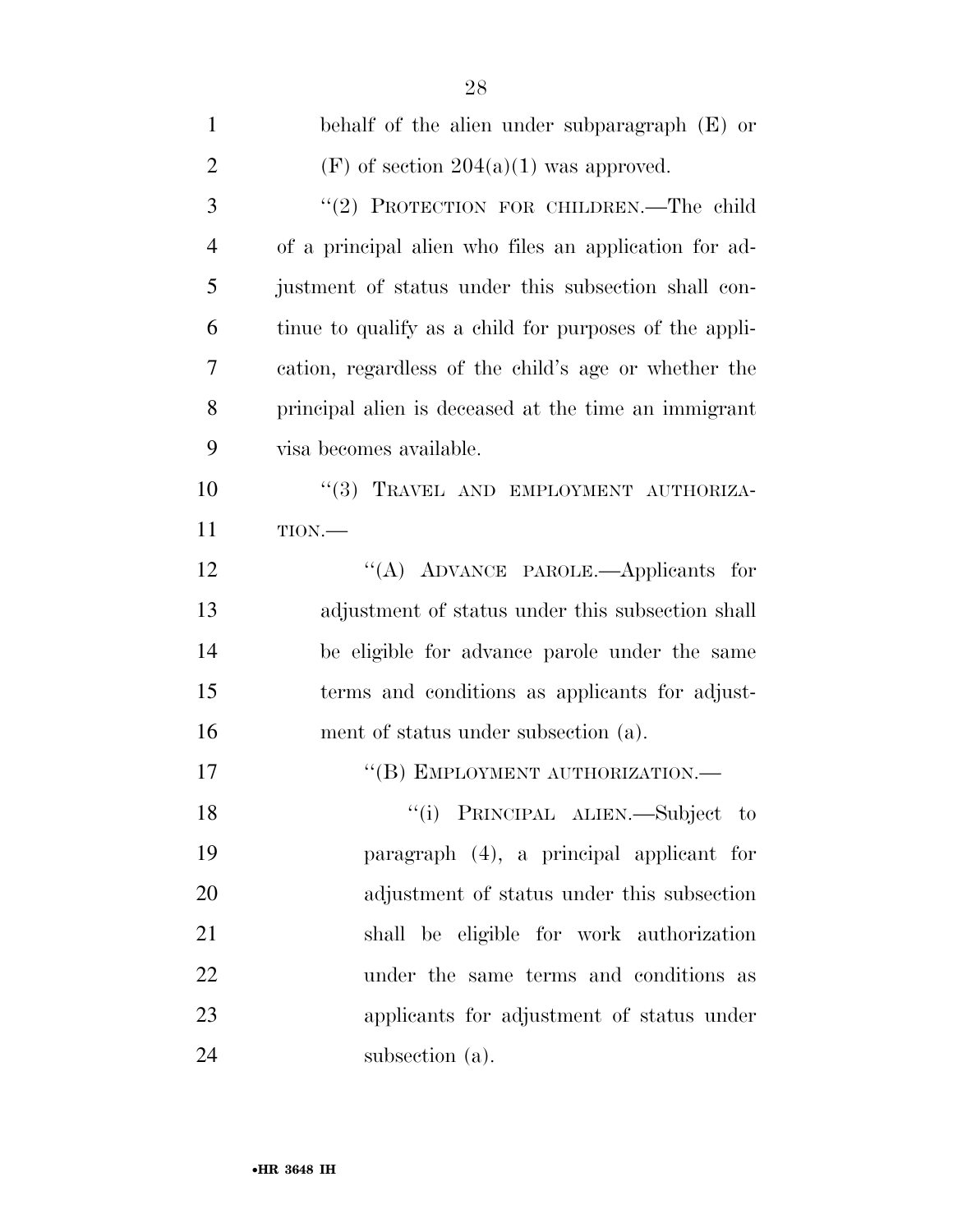behalf of the alien under subparagraph (E) or (F) of section 204(a)(1) was approved.

"(2) PROTECTION FOR CHILDREN.—The child of a principal alien who files an application for adjustment of status under this subsection shall continue to qualify as a child for purposes of the application, regardless of the child's age or whether the principal alien is deceased at the time an immigrant visa becomes available.

"(3) TRAVEL AND EMPLOYMENT AUTHORIZATION.—

"(A) ADVANCE PAROLE.—Applicants for adjustment of status under this subsection shall be eligible for advance parole under the same terms and conditions as applicants for adjustment of status under subsection (a).

"(B) EMPLOYMENT AUTHORIZATION.—

"(i) PRINCIPAL ALIEN.—Subject to paragraph (4), a principal applicant for adjustment of status under this subsection shall be eligible for work authorization under the same terms and conditions as applicants for adjustment of status under subsection (a).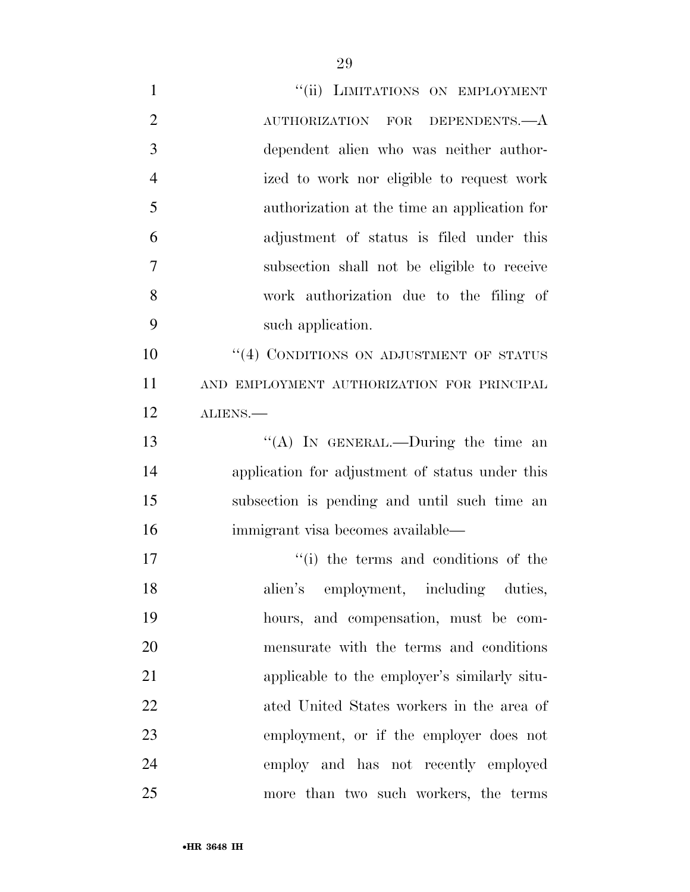"(ii) LIMITATIONS ON EMPLOYMENT AUTHORIZATION FOR DEPENDENTS.—A dependent alien who was neither authorized to work nor eligible to request work authorization at the time an application for adjustment of status is filed under this subsection shall not be eligible to receive work authorization due to the filing of such application.

"(4) CONDITIONS ON ADJUSTMENT OF STATUS AND EMPLOYMENT AUTHORIZATION FOR PRINCIPAL ALIENS.—

"(A) IN GENERAL.—During the time an application for adjustment of status under this subsection is pending and until such time an immigrant visa becomes available—

"(i) the terms and conditions of the alien's employment, including duties, hours, and compensation, must be commensurate with the terms and conditions applicable to the employer's similarly situated United States workers in the area of employment, or if the employer does not employ and has not recently employed more than two such workers, the terms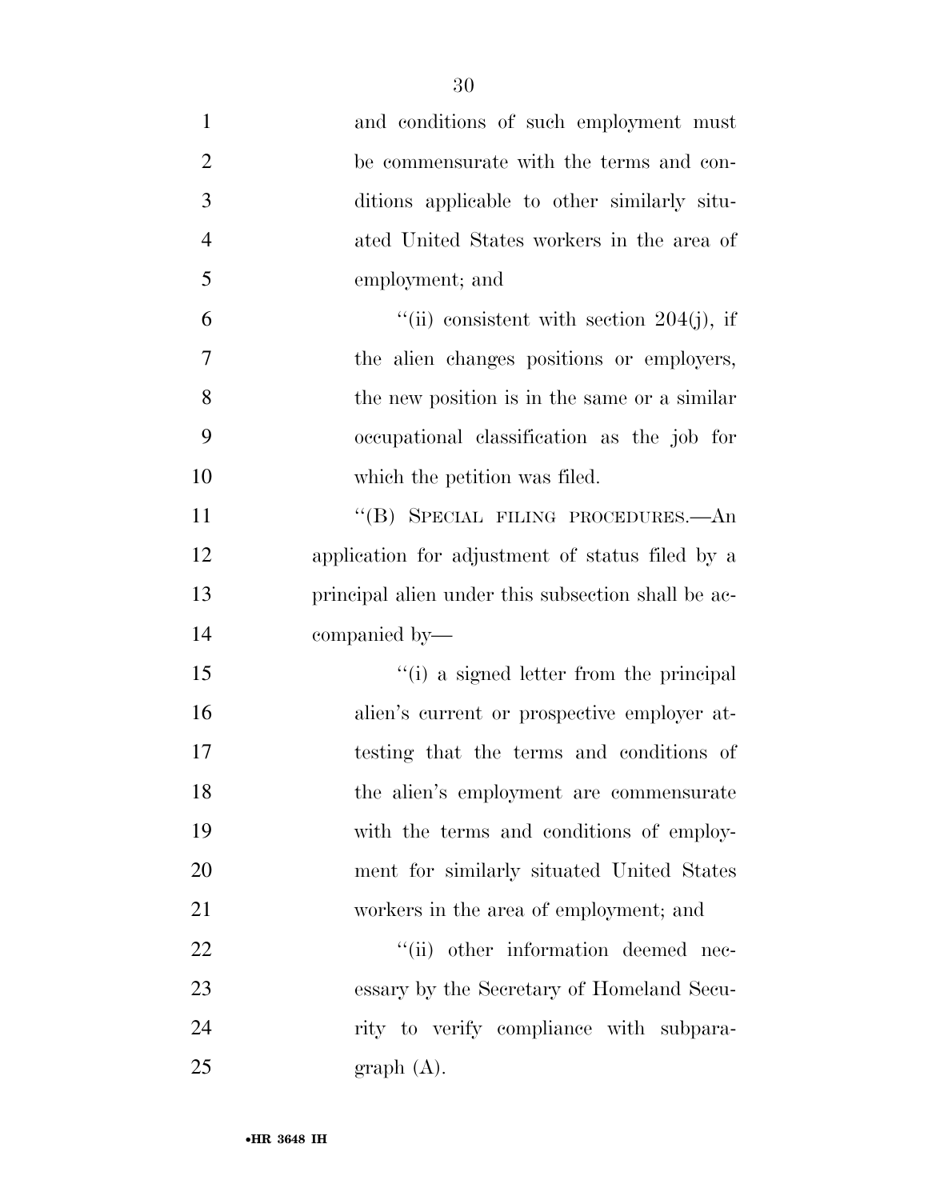and conditions of such employment must be commensurate with the terms and conditions applicable to other similarly situated United States workers in the area of employment; and

"(ii) consistent with section 204(j), if the alien changes positions or employers, the new position is in the same or a similar occupational classification as the job for which the petition was filed.

"(B) SPECIAL FILING PROCEDURES.—An application for adjustment of status filed by a principal alien under this subsection shall be accompanied by—

"(i) a signed letter from the principal alien's current or prospective employer attesting that the terms and conditions of the alien's employment are commensurate with the terms and conditions of employment for similarly situated United States workers in the area of employment; and

"(ii) other information deemed necessary by the Secretary of Homeland Security to verify compliance with subparagraph (A).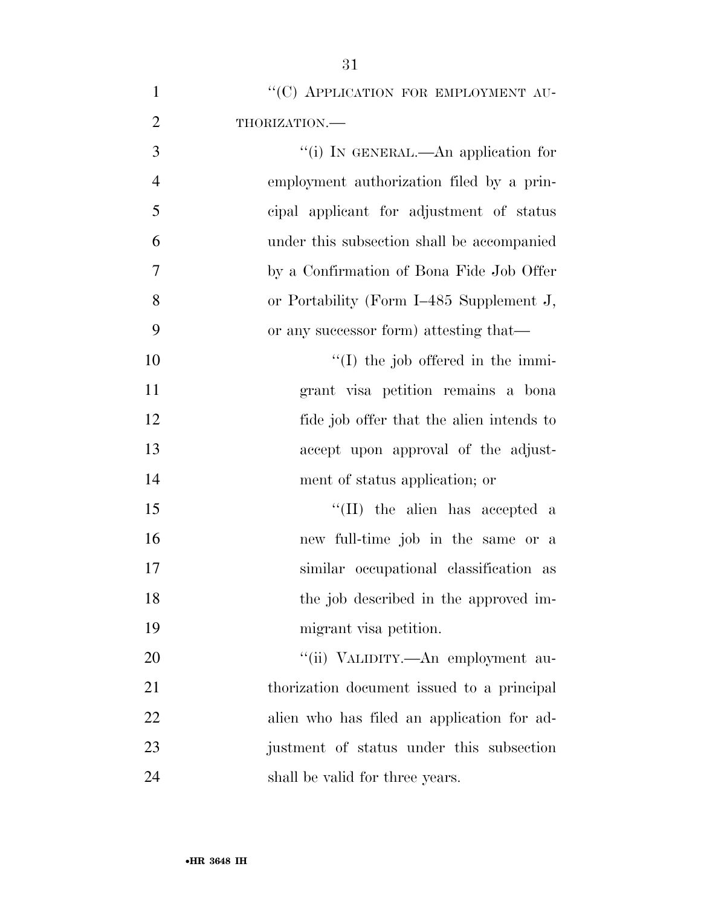"(C) APPLICATION FOR EMPLOYMENT AUTHORIZATION.—

"(i) IN GENERAL.—An application for employment authorization filed by a principal applicant for adjustment of status under this subsection shall be accompanied by a Confirmation of Bona Fide Job Offer or Portability (Form I–485 Supplement J, or any successor form) attesting that—

"(I) the job offered in the immigrant visa petition remains a bona fide job offer that the alien intends to accept upon approval of the adjustment of status application; or

"(II) the alien has accepted a new full-time job in the same or a similar occupational classification as the job described in the approved immigrant visa petition.

"(ii) VALIDITY.—An employment authorization document issued to a principal alien who has filed an application for adjustment of status under this subsection shall be valid for three years.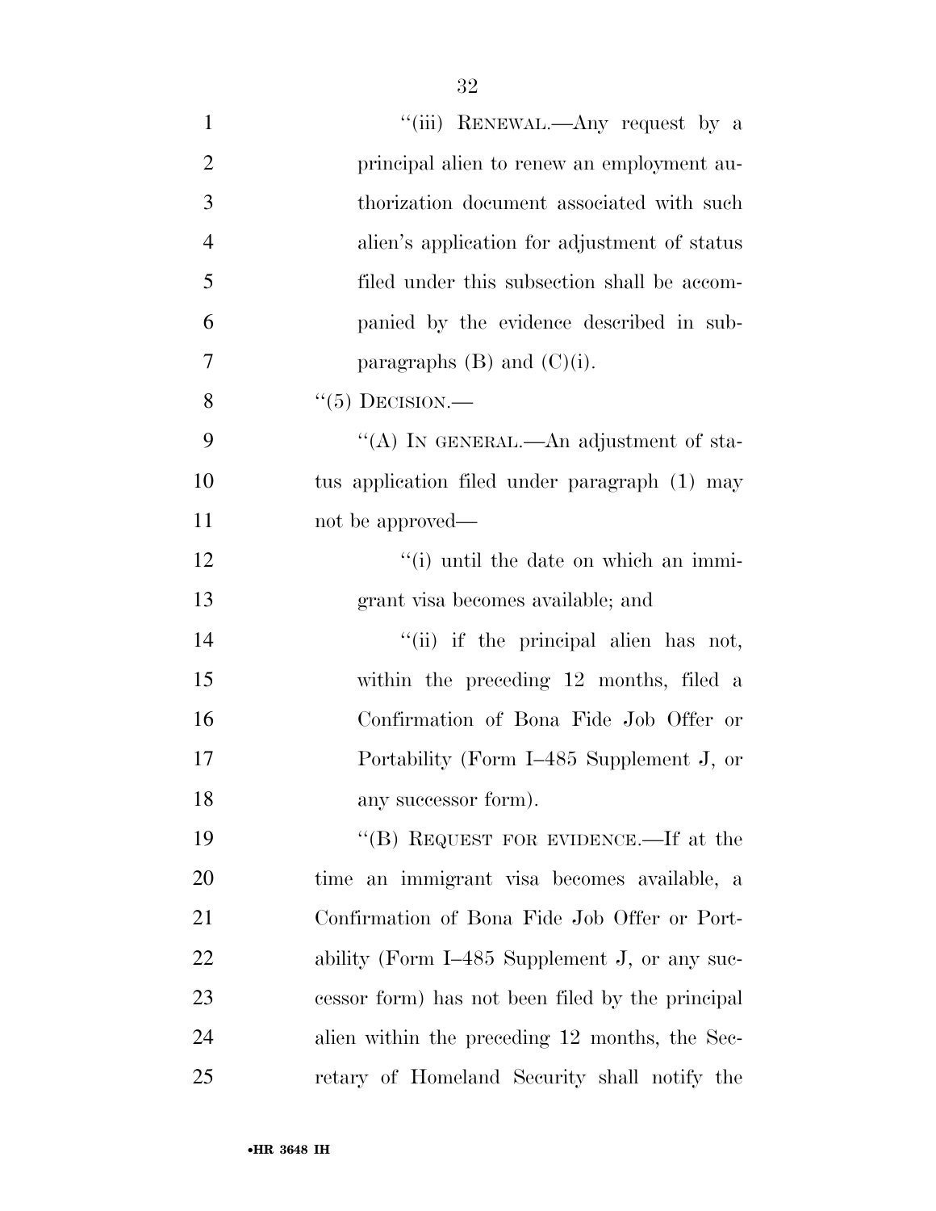"(iii) RENEWAL.—Any request by a principal alien to renew an employment authorization document associated with such alien's application for adjustment of status filed under this subsection shall be accompanied by the evidence described in subparagraphs (B) and (C)(i).

"(5) DECISION.—

"(A) IN GENERAL.—An adjustment of status application filed under paragraph (1) may not be approved—

"(i) until the date on which an immigrant visa becomes available; and

"(ii) if the principal alien has not, within the preceding 12 months, filed a Confirmation of Bona Fide Job Offer or Portability (Form I–485 Supplement J, or any successor form).

"(B) REQUEST FOR EVIDENCE.—If at the time an immigrant visa becomes available, a Confirmation of Bona Fide Job Offer or Portability (Form I–485 Supplement J, or any successor form) has not been filed by the principal alien within the preceding 12 months, the Secretary of Homeland Security shall notify the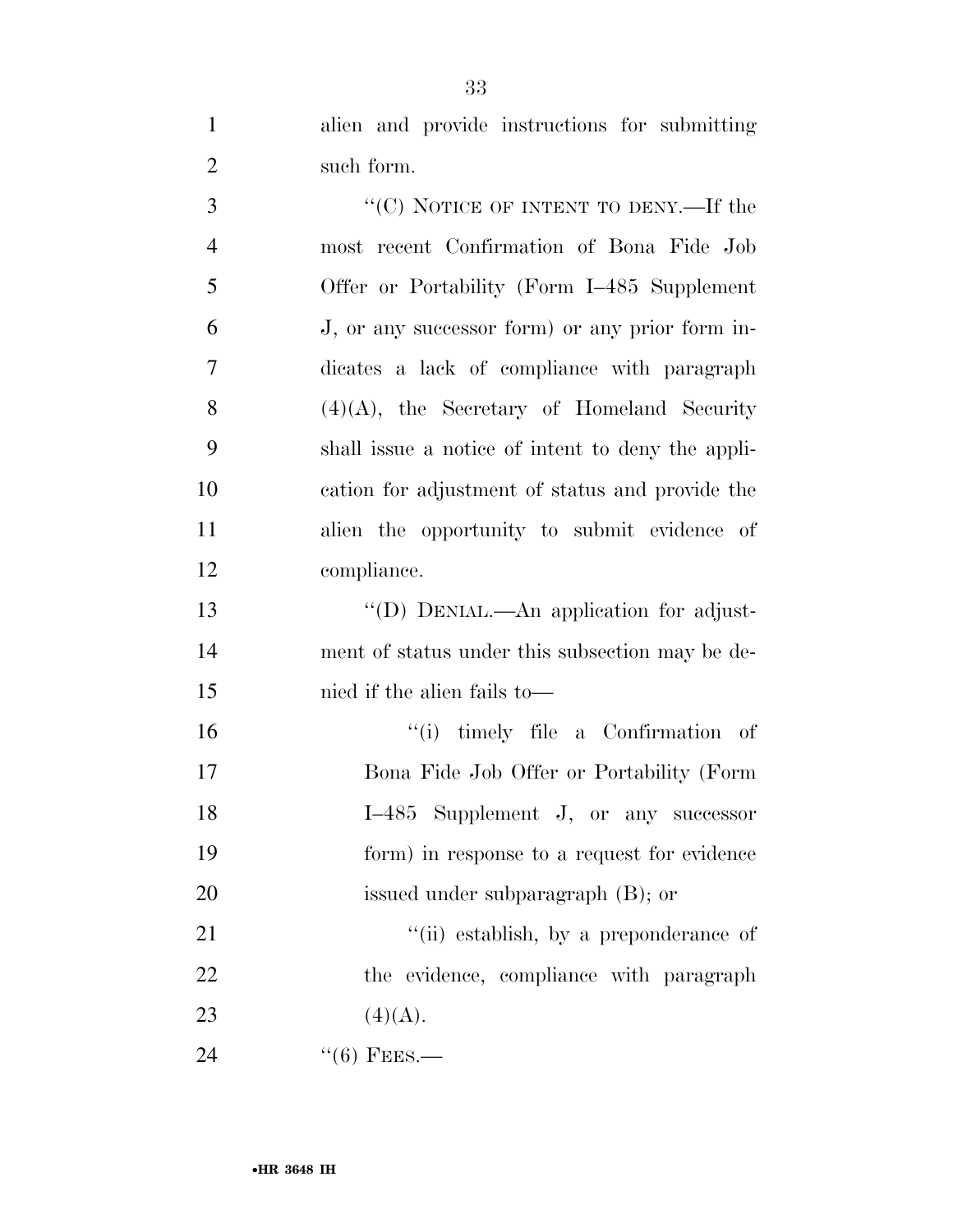alien and provide instructions for submitting such form.

''(C) NOTICE OF INTENT TO DENY.—If the most recent Confirmation of Bona Fide Job Offer or Portability (Form I–485 Supplement J, or any successor form) or any prior form indicates a lack of compliance with paragraph (4)(A), the Secretary of Homeland Security shall issue a notice of intent to deny the application for adjustment of status and provide the alien the opportunity to submit evidence of compliance.

''(D) DENIAL.—An application for adjustment of status under this subsection may be denied if the alien fails to—

''(i) timely file a Confirmation of Bona Fide Job Offer or Portability (Form I–485 Supplement J, or any successor form) in response to a request for evidence issued under subparagraph (B); or

''(ii) establish, by a preponderance of the evidence, compliance with paragraph (4)(A).

''(6) FEES.—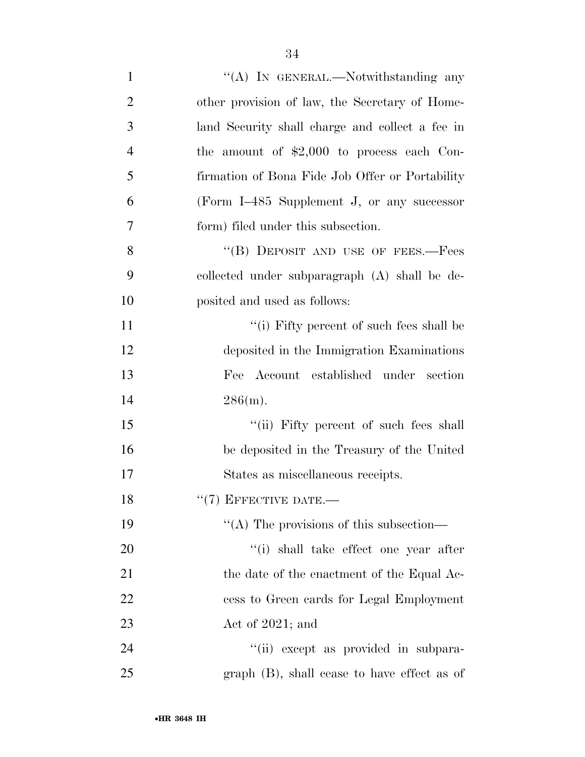"(A) IN GENERAL.—Notwithstanding any other provision of law, the Secretary of Homeland Security shall charge and collect a fee in the amount of $2,000 to process each Confirmation of Bona Fide Job Offer or Portability (Form I–485 Supplement J, or any successor form) filed under this subsection.

"(B) DEPOSIT AND USE OF FEES.—Fees collected under subparagraph (A) shall be deposited and used as follows:

"(i) Fifty percent of such fees shall be deposited in the Immigration Examinations Fee Account established under section 286(m).

"(ii) Fifty percent of such fees shall be deposited in the Treasury of the United States as miscellaneous receipts.

"(7) EFFECTIVE DATE.—

"(A) The provisions of this subsection—

"(i) shall take effect one year after the date of the enactment of the Equal Access to Green cards for Legal Employment Act of 2021; and

"(ii) except as provided in subparagraph (B), shall cease to have effect as of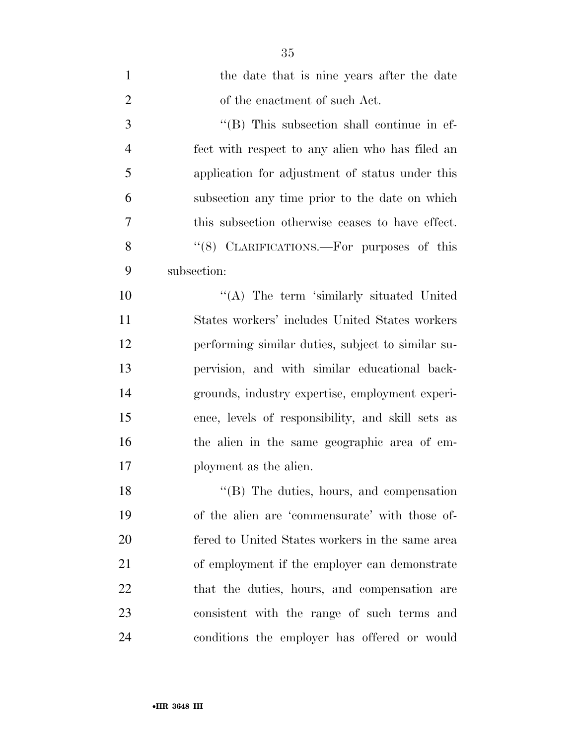the date that is nine years after the date of the enactment of such Act.

''(B) This subsection shall continue in effect with respect to any alien who has filed an application for adjustment of status under this subsection any time prior to the date on which this subsection otherwise ceases to have effect.

''(8) CLARIFICATIONS.—For purposes of this subsection:

''(A) The term 'similarly situated United States workers' includes United States workers performing similar duties, subject to similar supervision, and with similar educational backgrounds, industry expertise, employment experience, levels of responsibility, and skill sets as the alien in the same geographic area of employment as the alien.

''(B) The duties, hours, and compensation of the alien are 'commensurate' with those offered to United States workers in the same area of employment if the employer can demonstrate that the duties, hours, and compensation are consistent with the range of such terms and conditions the employer has offered or would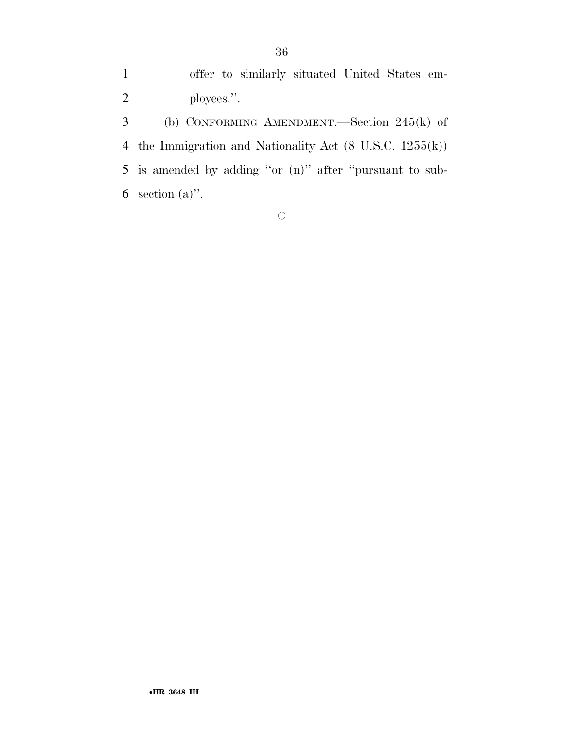offer to similarly situated United States employees.''.

(b) CONFORMING AMENDMENT.—Section 245(k) of the Immigration and Nationality Act (8 U.S.C. 1255(k)) is amended by adding ''or (n)'' after ''pursuant to subsection (a)''.

○